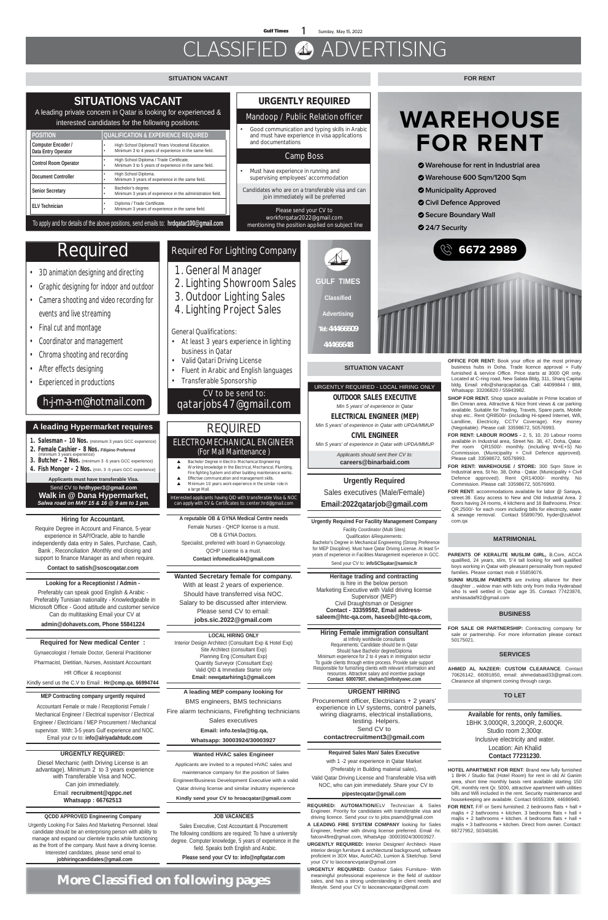# CLASSIFIED ADVERTISING

## SITUATION VACANT

## SITUATIONS VACANT

A leading private concern in Qatar is looking for experienced & interested candidates for the following positions:

| POSITION | QUALIFICATION & EXPERIENCE REQUIRED |
|---|---|
| Computer Encoder / Data Entry Operator | • High School Diploma/3 Years Vocational Education. • Minimum 3 to 4 years of experience in the same field. |
| Control Room Operator | • High School Diploma / Trade Certificate. • Minimum 3 to 5 years of experience in the same field. |
| Document Controller | • High School Diploma. • Minimum 3 years of experience in the same field. |
| Senior Secretary | • Bachelor's degree. • Minimum 3 years of experience in the administration field. |
| ELV Technician | • Diploma / Trade Certificate. • Minimum 3 years of experience in the same field. |

To apply and for details of the above positions, send emails to: **hrdqatar100@gmail.com**

## URGENTLY REQUIRED

### Mandoop / Public Relation officer

- Good communication and typing skills in Arabic and must have experience in visa applications and documentations

### Camp Boss

- Must have experience in running and supervising employees' accommodation

Candidates who are on a transferable visa and can join immediately will be preferred

Please send your CV to workforqatar2022@gmail.com mentioning the position applied on subject line

## Required

- 3D animation designing and directing
- Graphic designing for indoor and outdoor
- Camera shooting and video recording for events and live streaming
- Final cut and montage
- Coordinator and management
- Chroma shooting and recording
- After effects designing
- Experienced in productions

h-j-m-a-m@hotmail.com

## Required For Lighting Company

1. General Manager
2. Lighting Showroom Sales
3. Outdoor Lighting Sales
4. Lighting Project Sales

General Qualifications:

- At least 3 years experience in lighting business in Qatar
- Valid Qatari Driving License
- Fluent in Arabic and English languages
- Transferable Sponsorship

CV to be send to: qatarjobs47@gmail.com

**GULF TIMES Classified Advertising Tel: 44466609 44466648**

## A leading Hypermarket requires

1. **Salesman – 10 Nos.** (minimum 3 years GCC experience)
2. **Female Cashier – 8 Nos. Filipino Preferred** (minimum 3 years experience)
3. **Butcher – 2 Nos.** (minimum 3 -5 years GCC experience)
4. **Fish Monger – 2 Nos.** (min. 3 -5 years GCC experience)

**Applicants must have transferable Visa.**

Send CV to **hrdhyper3@gmail.com**

**Walk in @ Dana Hypermarket,** ***Salwa road on MAY 15 & 16 @ 9 am to 1 pm.***

## REQUIRED

### ELECTRO-MECHANICAL ENGINEER (For Mall Maintenance)

- Bachelor Degree in Electro- Mechanical Engineering
- Working knowledge in the Electrical, Mechanical, Plumbing, Fire fighting System and other building maintenance works.
- Effective communication and management skills.
- Minimum 10 years work experience in the similar role in a large Mall.

Interested applicants having QID with transferable Visa & NOC can apply with CV & Certificates to: center.hrd@gmail.com

## SITUATION VACANT

URGENTLY REQUIRED - LOCAL HIRING ONLY

**OUTDOOR SALES EXECUTIVE**
*Min 5 years' of experience in Qatar*

**ELECTRICAL ENGINEER (MEP)**
*Min 5 years' of experience in Qatar with UPDA/MMUP*

**CIVIL ENGINEER**
*Min 5 years' of experience in Qatar with UPDA/MMUP*

*Applicants should sent their CV to:* **careers@binarbaid.com**

**Hiring for Accountant.**

Require Degree in Account and Finance, 5-year experience in SAP/Oracle, able to handle independently data entry in Sales, Purchase, Cash, Bank , Reconciliation ,Monthly end closing and support to finance Manager as and when require.

**Contact to satish@soscoqatar.com**

**A reputable OB & GYNA Medical Centre needs**

Female Nurses - QHCP license is a must.
OB & GYNA Doctors.
Specialist, preferred with board in Gynaecology.
QCHP License is a must.
**Contact infomedical44@gmail.com**

**Urgently Required**

Sales executives (Male/Female)

**Email:2022qatarjob@gmail.com**

**Looking for a Receptionist / Admin -**

Preferably can speak good English & Arabic - Preferably Tunisian nationality - Knowledgeable in Microsoft Office - Good attitude and customer service Can do multitasking Email your CV at

**admin@dohavets.com, Phone 55841224**

**Wanted Secretary female for company.**

With at least 2 years of experience. Should have transferred visa NOC. Salary to be discussed after interview. Please send CV to email: **jobs.sic.2022@gmail.com**

**Urgently Required For Facility Management Company**

Facility Coordinator (Multi Sites)
Qualification &Requirements:
Bachelor's Degree in Mechanical Engineering (Strong Preference for MEP Discipline). Must have Qatar Driving License. At least 5+ years of experience in Facilities Management experience in GCC.

Send your CV to: **infoSCSqatar@samsic.fr**

**Required for New medical Center :**

Gynaecologist / female Doctor, General Practitioner
Pharmacist, Dietitian, Nurses, Assistant Accountant
HR Officer & receptionist
Kindly send us the C.V to Email : **Hr@cmp.qa, 66994744**

**LOCAL HIRING ONLY**

Interior Design Architect (Consultant Exp & Hotel Exp)
Site Architect (consultant Exp)
Planning Eng (Consultant Exp)
Quantity Surveyor (Consultant Exp)
Valid QID & Immediate Starter only
**Email: newqatarhiring1@gmail.com**

**Heritage trading and contracting**

is hire in the below person
Marketing Executive with Valid driving license
Supervisor (MEP)
Civil Draughtsman or Designer
**Contact - 33359592, Email address- saleem@htc-qa.com, haseeb@htc-qa.com,**

**MEP Contracting company urgently required**

Accountant Female or male / Receptionist Female / Mechanical Engineer / Electrical supervisor / Electrical Engineer / Electricians / MEP Procurement / Mechanical supervisor. With: 3-5 years Gulf experience and NOC. Email your cv to: **info@alriyadahtudc.com**

**A leading MEP company looking for**

BMS engineers, BMS technicians
Fire alarm technicians, Firefighting technicians
Sales executives
**Email: info.tesla@tig.qa,**
**Whatsapp: 30003924/30003927**

**Hiring Female immigration consultant**

at Infinity worldwide consultants
Requirements: Candidate should be in Qatar
Should have Bachelor degree/Diploma
Minimum experience for 2 to 4 years in immigration sector
To guide clients through entire process. Provide sale support
Responsible for furnishing clients with relevant information and resources. Attractive salary and incentive package
**Contact 60007907, shehan@infinitywwc.com**

**URGENT HIRING**

Procurement officer, Electricians + 2 years' experience in LV systems, control panels, wiring diagrams, electrical installations, testing. Helpers.
Send CV to
**contactrecruitment3@gmail.com**

**URGENTLY REQUIRED:**

Diesel Mechanic (with Driving License is an advantage). Minimum 2 to 3 years experience with Transferable Visa and NOC.
Can join immediately.
Email: **recruitment@qppc.net**
**Whatsapp : 66762513**

**Wanted HVAC sales Engineer**

Applicants are invited to a reputed HVAC sales and maintenance company for the position of Sales Engineer/Business Development Executive with a valid Qatar driving license and similar industry experience

**Kindly send your CV to hroacqatar@gmail.com**

**Required Sales Man/ Sales Executive**

with 1 -2 year experience in Qatar Market
(Preferably in Building material sales),
Valid Qatar Driving License and Transferable Visa with NOC, who can join immediately. Share your CV to
**pipestecqatar@gmail.com**

**QCDD APPROVED Engineering Company**

Urgently Looking For Sales And Marketing Personnel. Ideal candidate should be an enterprising person with ability to manage and expand our clientele tracks while functioning as the front of the company. Must have a driving license. Interested candidates, please send email to
**jobhiringcandidates@gmail.com**

**JOB VACANCIES**

Sales Executive, Cost Accountant & Procurement
The following conditions are required: To have a university degree. Computer knowledge, 5 years of experience in the field. Speaks both English and Arabic.
**Please send your CV to: info@npfqatar.com**

**REQUIRED: AUTOMATION**/ELV Technician & Sales Engineer. Priority for candidates with transferable visa and driving licence. Send your cv to jobs.psamd@gmail.com

**A LEADING FIRE SYSTEM COMPANY** looking for Sales Engineer, fresher with driving license preferred. Email -hr. falcon4fire@gmail.com, WhatsApp -30003924/30003927.

**URGENTLY REQUIRED:** Interior Designer/ Architect- Have interior design furniture & architectural background, software proficient in 3DX Max, AutoCAD, Lumion & Sketchup. Send your CV to laoceancvqatar@gmail.com

**URGENTLY REQUIRED:** Outdoor Sales Furniture- With meaningful professional experience in the field of outdoor sales, and has a strong understanding in client needs and lifestyle. Send your CV to laoceancvqatar@gmail.com

## FOR RENT

# WAREHOUSE FOR RENT

- Warehouse for rent in Industrial area
- Warehouse 600 Sqm/1200 Sqm
- Municipality Approved
- Civil Defence Approved
- Secure Boundary Wall
- 24/7 Security

**6672 2989**

**OFFICE FOR RENT:** Book your office at the most primary business hubs in Doha. Trade licence approval + Fully furnished & service Office. Price starts at 3000 QR only. Located at C-ring road, New Salata Bldg, 311, Sharq Capital bldg. Email: info@sharqcapital.qa. Call: 44099844 / 888, Whatsapp: 33206820 / 55943982.

**SHOP FOR RENT:** Shop space available in Prime location of Bin Omran area. Attractive & Nice front views & car parking available. Suitable for Trading, Travels, Spare parts, Mobile shop etc.. Rent QR8500/- (including Hi-speed Internet, Wifi, Landline, Electricity, CCTV Coverage). Key money (Negotiable). Please call: 33598672, 50576993.

**FOR RENT: LABOUR ROOMS -** 2, 5, 10, 20 Labour rooms available in Industrial area, Street No. 38, 47, Doha, Qatar. Per room QR1500/- monthly. (including W+E+S) No Commission. (Municipality + Civil Defence approved). Please call: 33598672, 50576993.

**FOR RENT: WAREHOUSE / STORE:** 300 Sqm Store in Industrial area, St No. 38, Doha - Qatar. (Municipality + Civil Defence approved). Rent QR14000/- monthly. No Commission. Please call: 33598672, 50576993.

**FOR RENT:** accommodations available for labor @ Sanaya, street.38. Easy access to New and Old Industrial Area. 2 floors having 24 rooms, 4 kitchens and 16 Bathrooms. Price: QR.2500/- for each room including bills for electricity, water & sewage removal. Contact 55890790, hyder@zukhrof.com.qa

## MATRIMONIAL

**PARENTS OF KERALITE MUSLIM GIRL,** B.Com, ACCA qualified, 24 years, slim, 5"4 tall looking for well qualified boys working in Qatar with pleasant personality from reputed families. Please contact mob # 55859076.

**SUNNI MUSLIM PARENTS** are inviting alliance for their daughter .. widow man with kids only from India Hyderabad who is well settled in Qatar age 35. Contact 77423876, arshiasadaf92@gmail.com

## BUSINESS

**FOR SALE OR PARTNERSHIP:** Contracting company for sale or partnership. For more information please contact 50175021.

## SERVICES

**AHMED AL NAZEER: CUSTOM CLEARANCE**. Contact 70626142, 66091850, email: ahmedalsaid33@gmail.com. Clearance all shipment coming through cargo.

## TO LET

**Available for rents, only families.**

1BHK 3,000QR, 3,200QR, 2,600QR.
Studio room 2,300qr.
Inclusive electricity and water.
Location: Ain Khalid
**Contact 77231230.**

**HOTEL APARTMENT FOR RENT**: Brand new fully furnished 1 BHK / Studio flat (Hotel Room) for rent in old Al Ganim area, short time monthly basis rent available starting 150 QR, monthly rent Qr. 5000, attractive apartment with utilities bills and Wifi included in the rent. Security maintenance and housekeeping are available. Contact 66553309, 44686940.

**FOR RENT.** F/F or Semi furnished. 2 bedrooms flats + hall + majlis + 2 bathrooms + kitchen. 3 bedrooms flats + hall + majlis + 2 bathrooms + kitchen. 4 bedrooms flats + hall + majlis + 3 bathrooms + kitchen. Direct from owner. Contact: 66727952, 50348186.

**More Classified on following pages**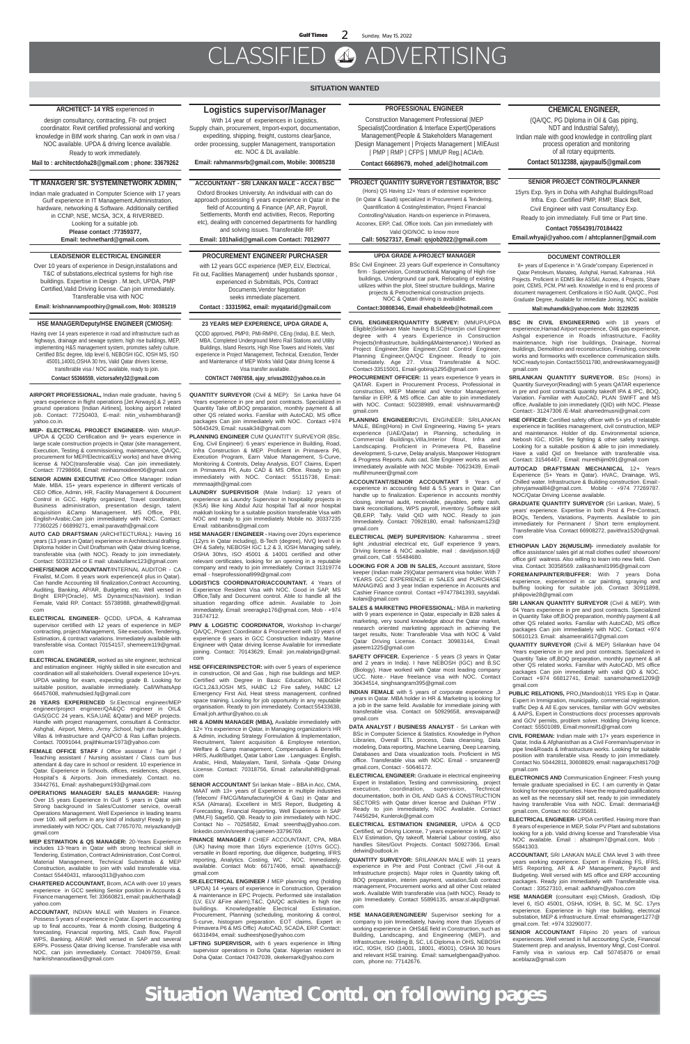# CLASSIFIED ADVERTISING

## SITUATION WANTED

**ARCHITECT- 14 YRS** experienced in

design consultancy, contracting, Flt- out project coordinator. Revit certified professional and working knowledge in BIM work sharing. Can work in own visa / NOC available. UPDA & driving licence available. Ready to work immediately.

**Mail to : architectdoha28@gmail.com ; phone: 33679262**

**IT MANAGER/ SR. SYSTEM/NETWORK ADMIN,**

Indian male graduated in Computer Science with 17 years Gulf experience in IT Management,Administration, hardware, networking & Software. Additionally certified in CCNP, NSE, MCSA, 3CX, & RIVERBED. Looking for a suitable job.

**Please contact :77359377,**
**Email: technethard@gmail.com.**

**LEAD/SENIOR ELECTRICAL ENGINEER**

Over 10 years of experience in Design,installations and T&C of substations,electrical systems for high rise buildings. Expertise in Design . M.tech, UPDA, PMP Certified,Valid Driving license. Can join immediately. Transferable visa with NOC

**Email: krishnannampoothiry@gmail.com, Mob: 30381219**

**HSE MANAGER/Deputy/HSE ENGINEER (CMIOSH):**

Having over 14 years experience in road and infrastructure such as highways, drainage and sewage system, high rise buildings, MEP, implementing H&S management system, promotes safety culture. Certified BSc degree, Idip level 6, NEBOSH IGC, IOSH MS, ISO 45001,14001,OSHA 30 hrs, Valid Qatar drivers license, transferable visa / NOC available, ready to join.

**Contact 55366559, victorsafety32@gmail.com**

**Logistics supervisor/Manager**

With 14 year of experiences in Logistics, Supply chain, procurement, Import-export, documentation, expediting, shipping, freight, customs clear§ance, order processing, suppler Management, transportation etc. NOC & DL available.

**Email: rahmanmsrb@gmail.com, Mobile: 30085238**

**ACCOUNTANT - SRI LANKAN MALE - ACCA / BSC**

Oxford Brookes University. An individual with can do approach possessing 6 years experience in Qatar in the field of Accounting & Finance (AP, AR, Payroll, Settlements, Month end activities, Recos, Reporting etc), dealing with concerned departments for handling and solving issues. Transferable RP.

**Email: 101halid@gmail.com Contact: 70129077**

**PROCUREMENT ENGINEER/ PURCHASER**

with 12 years GCC experience (MEP, ELV, Electrical, Fit out, Facilities Management) under husbands sponsor , experienced in Submittals, POs, Contract Documents,Vendor Negotiation seeks immediate placement.

**Contact : 33315962, email: myqatarid@gmail.com**

**23 YEARS MEP EXPERIENCE, UPDA GRADE A,**

QCDD approved, PMP®, PMI-RMP®, CEng (India), B.E. Mech, MBA. Completed Underground Metro Rail Stations and Utility Buildings, Island Resorts, High Rise Towers and Hotels, Vast experience in Project Management, Technical, Execution, Tender and Maintenance of MEP Works Valid Qatar driving license & Visa transfer available.

**CONTACT 74097858, ajay_srivas2002@yahoo.co.in**

**PROFESSIONAL ENGINEER**

Construction Management Professional |MEP Specialist|Coordination & Interface Expert|Operations Management|People & Stakeholders Management |Design Management | Projects Management | MIEAust | PMP | RMP | CFPS | MMUP Reg.| ACIArb.

**Contact 66689679, mohed_adel@hotmail.com**

**PROJECT QUANTITY SURVEYOR / ESTIMATOR, BSC**

(Hons) QS Having 12+ Years of extensive experience (in Qatar & Saudi) specialized in Procurement & Tendering, Quantification & Costing/estimation, Project Financial Controlling/Valuation. Hands-on experience in Primavera, Acconex, ERP, Cad, Office tools. Can join immediately with Valid QID/NOC. to know more

**Call: 50527317, Email: qsjob2022@gmail.com**

**UPDA GRADE A-PROJECT MANAGER**

BSc Civil Engineer. 23 years Gulf experience in Consultancy firm - Supervision, Construction& Managing of High rise buildings, Underground car park, Relocating of existing utilizes within the plot, Steel structure buildings, Marine projects & Petrochemical construction projects. NOC & Qatari driving is available.

**Contact:30808346, Email ehabeldeeb@hotmail.com**

**CHEMICAL ENGINEER,**

(QA/QC, PG Diploma in Oil & Gas piping, NDT and Industrial Safety), Indian male with good knowledge in controlling plant process operation and monitoring of all rotary equipments.

**Contact 50132388, ajaypaul5@gmail.com**

**SENIOR PROJECT CONTROL/PLANNER**

15yrs Exp. 9yrs in Doha with Ashghal Buildings/Road Infra. Exp. Certified PMP, RMP, Black Belt, Civil Engineer with vast Consultancy Exp. Ready to join immediately. Full time or Part time.

**Contact 70554391/70184422**
**Email.whyaji@yahoo.com / ahtcplanner@gmail.com**

**DOCUMENT CONTROLLER**

8+ years of Experience in "A Grade"company. Experienced in Qatar Petroleum, Manateq, Ashghal, Hamad, Kahramaa , HIA Projects. Proficient in EDMS like ASSAI, Aconex, 4 Projects, Share point, CEMS, PCM, PM web. Knowledge in end to end process of document management. Certifications in ISO Audit, QA/QC., Post Graduate Degree, Available for immediate Joining, NOC available

**Mail:muhamdkk@yahoo.com Mob: 31229235**

- **AIRPORT PROFESSIONAL,** Indian male graduate, having 5 years experience in flight operations [Jet Airways] & 2 years ground operations [Indian Airlines], looking airport related job. Contact: 77250403, E-mail: nitin_vishwmbharan@yahoo.co.in.
- **MEP- ELECTRICAL PROJECT ENGINEER-** With MMUP-UPDA & QCDD Certification and 9+ years experience in large scale construction projects in Qatar (site management, Execution, Testing & commissioning, maintenance, QA/QC, procurement for MEP/Electrical/ELV works) and have driving license & NOC(transferable visa). Can join immediately. Contact: 77298666, Email: minhasmoideen06@gmail.com
- **SENIOR ADMIN EXECUTIVE /**Ceo Office Manager: Indian Male. MBA. 15+ years experience in different verticals of CEO Office, Admin, HR, Facility Management & Document Control in GCC. Highly organized, Travel coordination, Business administration, presentation design, talent acquisition &Camp Management. MS Office, PBI, English+Arabic.Can join immediately with NOC. Contact: 77360225 / 66899271, email:parsavath@gmail.com
- **AUTO CAD DRAFTSMAN** (ARCHITECTURAL): Having 16 years (13 years in Qatar) experience in Architectural drafting. Diploma holder in Civil Draftsman with Qatar driving license, transferable visa (with NOC). Ready to join immediately. Contact: 50333234 or E mail: ubaidullamc123@gmail.com
- **CHIEF/SENIOR ACCOUNTANT/**INTERNAL AUDITOR - CA Finalist, M.Com. 8 years work experience(4 plus in Qatar). Can handle Accounting till finalization,Contract Accounting, Auditing, Banking, AP/AR, Budgeting etc. Well versed in Bright ERP(Oracle), MS Dynamics(Navision). Indian Female, Valid RP. Contact: 55738988, glmathew8@gmail.com
- **ELECTRICAL ENGINEER-** QCDD, UPDA, & Kahramaa supervisor certified with 12 years of experience in MEP contracting, project Management, Site execution, Tendering, Estimation, & contract variations. Immediately available with transferable visa. Contact 70154157, shemeem119@gmail.com
- **ELECTRICAL ENGINEER,** worked as site engineer, technical and estimation engineer. Highly skilled in site execution and coordination will all stakeholders. Overall experience 10+yrs. UPDA waiting for exam, expecting grade B. Looking for suitable position, available immediately. Call/WhatsApp 66457608, mahmudsied.fq@gmail.com
- **26 YEARS EXPERIENCED** Sr.Electrical engineer/MEP engineer/project engineer/QA&QC engineer in OIL& GAS(GCC 24 years, KSA,UAE &Qatar) and MEP projects. Handle with project management, consultant & Contractor. Ashghal, Airport, Metro, ,Army ,School, high rise buildings, Villas & Infrastructure and QAPCO & Ras Laffan projects. Contact. 70091044, prajithkumar1973@yahoo.com
- **FEMALE OFFICE STAFF /** Office assistant / Tea girl / Teaching assistant / Nursing assistant / Class cum bus attendant & day care in school or resident. 10 experience in Qatar. Experience in Schools, offices, residences, shopes, Hospital's & Airports. Join immediately. Contact. no. 33442761, Email: ayshabegum193@gmail.com
- **OPERATIONS MANAGER/ SALES MANAGER:** Having Over 15 years Experience In Gulf 5 years in Qatar with Strong background in Sales/Customer service, overall Operations Management. Well Experience in leading teams over 100. will perform in any kind of industry! Ready to join immediately with NOC/ QDL. Call:77657070, mriyazkandy@gmail.com
- **MEP ESTIMATION & QS MANAGER:** 20-Years Experience includes 13-Years in Qatar with strong technical skill in Tendering, Estimation, Contract Administration, Cost Control, Material Management, Technical Submittals & MEP Construction, available to join with valid transferable visa. Contact 55440431, mfarooq313@yahoo.com
- **CHARTERED ACCOUNTANT,** Bcom, ACA with over 10 years experience in GCC seeking Senior position in Accounts & Finance management. Tel: 33660821, email: paulcherthala@yahoo.com
- **ACCOUNTANT,** INDIAN MALE with Masters in Finance. Possess 5 years of experience in Qatar. Expert in accounting up to final accounts, Year & month closing, Budgeting & forecasting, Financial reporting, MIS, Cash flow, Payroll WPS, Banking, AR/AP. Well versed in SAP and several ERPs. Possess Qatar driving license. Transferable visa with NOC, can join immediately. Contact: 70409759, Email: harikrishnanoutlaws@gmail.com
- **QUANTITY SURVEYOR** (Civil & MEP): Sri Lanka have 04 Years experience in pre and post contracts. Specialized in Quantity Take off,BOQ preparation, monthly payment & all other QS related works. Familiar with AutoCAD, MS office packages Can join immediately with NOC. Contact +974 50643429, Email: rusaik34@gmail.com
- **PLANNING ENGINEER** CUM QUANTITY SURVEYOR (BSc. Eng, Civil Engineer): 6 years' experience in Building, Road, Infra Construction & MEP. Proficient in Primavera P6, Execution Program, Earn Value Management, S-Curve, Monitoring & Controls, Delay Analysis, EOT Claims, Expert in Primavera P6, Auto CAD & MS Office. Ready to join immediately with NOC. Contact: 55115738, Email: mmmaajith@gmail.com
- **LAUNDRY SUPERVISOR** (Male Indian): 12 years of experience as Laundry Supervisor in hospitality projects in (KSA) like king Abdul Aziz hospital Taif at noor hospital makkah looking for a suitable position transferable Visa with NOC and ready to join immediately. Mobile no. 30337235 Email: rabbanibns@gmail.com
- **HSE MANAGER / ENGINEER -** Having over 20yrs experience (12yrs in Qatar including), B-Tech (degree), NVQ level 6 in OH & Safety, NEBOSH IGC 1,2 & 3, IOSH Managing safely, OSHA 30hrs, ISO 45001 & 14001 certified and other relevant certificates, looking for an opening in a reputable company and ready to join immediately. Contact 31319774 email - hseprofessional999@gmail.com
- **LOGISTICS COORDINATOR/ACCOUNTANT.** 4 Years of Experience Resident Visa with NOC. Good in SAP, MS Office,Tally and Document control. Able to handle all the situation regarding office admin. Available to Join immediately. Email: sreeragkp176@gmail.com, Mob - +974 31674712.
- **PMV & LOGISTIC COORDINATOR,** Workshop In-charge/ QA/QC, Project Coordinator & Procurement with 10 years of experience 6 years in GCC Construction Industry. Marine Engineer with Qatar driving license Available for immediate joining. Contact: 70143629, Email: jon.malabriga@gmail.com
- **HSE OFFICER/INSPECTOR:** with over 5 years of experience in construction, Oil and Gas , high rise buildings and MEP. Certified with Degree in Basic Education, NEBOSH IGC1,2&3,IOSH MS, HABC L2 Fire safety, HABC L2 Emergency First Aid, Heat stress management, confined space training. Looking for job opportunity in any reputable organisation. Ready to join immediately. Contact:55433638, Email:joh.arthur@yahoo.co.uk
- **HR & ADMIN MANAGER (MBA),** Available immediately with 12+ Yrs experience in Qatar, in Managing organization's HR & Admin, including Strategy Formulation & Implementation, Recruitment, Talent acquisition & Employee retention, Welfare & Camp management, Compensation & Benefits HRIS, Audit/Budget, Qatar Labor Law . Languages: English, Arabic, Hindi, Malayalam, Tamil, Sinhala -Qatar Driving License. Contact: 70318756, Email: zafarullah89@gmail.com
- **SENIOR ACCOUNTANT** Sri lankan Male – BBA in Acc, CMA, MAAT with 13+ years of Experience in multiple industries (Telecom/ FMCG/Manufacturing/Oil & Gas) in Qatar and KSA (Almarai). Excellent in MIS Report, Budgeting & Forecasting, Financial Reporting. Well Experience in SAP (MM,FI) Sage50, QB. Ready to join immediately with NOC. Contact No – 70258582, Email: sreenthaj@yahoo.com. linkedin.com/in/sreenthaj-jameen-33796769.
- **FINANCE MANAGER /** CHIEF ACCOUNTANT, CPA, MBA (UK) having more than 16yrs experience (10Yrs GCC), versatile in Board reporting, due diligence, budgeting, IFRS reporting, Analytics. Costing, WC . NOC. Immediately, available. Contact Mob: 66717406, email: ajwathacc@gmail.com
- **SR.ELECTRICAL ENGINEER /** MEP planning eng (holding UPDA) 14 +years of experience in Construction, Operation & maintenance in EPC Projects. Performed site installation (LV, ELV &Fire alarm),T&C, QA/QC activities in high rise buildings. Knowledgeable Electrical Estimation, Procurement, Planning (scheduling, monitoring & control, S-curve, histogram preparation. EOT claims, Expert in Primavera P6 & MS Offic) AutoCAD, SCADA, ERP. Contact: 66318494, email: sudheeshjoes@yahoo.com
- **LIFTING SUPERVISOR,** with 6 years experience in lifting supervisor operations in Doha Qatar. Nigerian resident in Doha Qatar. Contact 70437039, okekemark@yahoo.com
- **CIVIL ENGINEER/QUANTITY SURVEY:** (MMUP/UPDA Eligible)Srilankan Male having B.SC(Hons)in civil Engineer degree with 4 years Experience in Construction Projects(Infrastructure, building&Maintenance).I Worked as Project Engineer,Site Engineer,Cost Control Engineer, Planning Engineer,QA/QC Engineer. Ready to join Immediately. Age 27. Visa: Transferable & NOC. Contact-33515001, Email-gobiraj1295@gmail.com
- **PROCUREMENT OFFICER:** 11 years experience 9 years in QATAR. Expert in Procurement Process, Professional in construction, MEP Material and Vendor Management. familiar in ERP, & MS office. Can able to join immediately with NOC. Contact: 50238989, email: vishnuvarmanb@gmail.com
- **PLANNING ENGINEER/**CIVIL ENGINEER: SRILANKAN MALE, BEng(Hons) in Civil Engineering, Having 5+ years experience (UAE/Qatar) in Planning, scheduling in Commercial Buildings,Villa,Interior fitout, Infra and Landscaping. Proficient in Primevera P6, Baseline development, S-curve, Delay analysis, Manpower Histogram & Progress Reports. Auto cad, Site Engineer works as well. Immediately available with NOC Mobile- 70623439, Email-mufilhmuneer@gmail.com
- **ACCOUNTANT/SENIOR ACCOUNTANT** 9 Years of experience in accounting field & 5.5 years in Qatar. Can handle up to finalization. Experience in accounts monthly closing, internal audit, receivable, payables, petty cash, bank reconciliations, WPS payroll, inventory. Software skill QB,ERP, Tally. Valid QID with NOC. Ready to join Immediately. Contact: 70928180, email: hafisnizam123@gmail.com
- **ELECTRICAL (MEP) SUPERVISION:** Kaharamma , street light ,industrial electrical etc, Gulf experience 9 years, Driving license & NOC available, mail : davidjaison.tdj@gmail.com, Call : 55484680.
- **LOOKING FOR A JOB IN SALES,** Account assistant, Store keeper (Indian male 29)Qatar permanent visa holder. With 7 YEARS GCC EXPERIENCE in SALES and PURCHASE MANAGING and 3 year Indian experience in Accounts and Cashier Finance control. Contact +97477841393, sayyidali.kolani@gmail.com
- **SALES & MARKETING PROFESSIONAL:** MBA in marketing with 9 years experience in Qatar, especially in B2B sales & marketing, very sound knowledge about the Qatar market, research oriented marketing approach in achieving the target results, Note: Transferable Visa with NOC & Valid Qatar Driving License. Contact: 30983144, Email: jaseem1225@gmail.com
- **SAFETY OFFICER.** Experience - 5 years (3 years in Qatar and 2 years in India). I have NEBOSH (IGC) and B.SC (Biology). Have worked with Qatar most leading company UCC. Note:- Have freelance visa with NOC. Contact 30434514, singhsangram395@gmail.com
- **INDIAN FEMALE** with 5 years of corporate experience ,3 years in Qatar. MBA holder in HR & Marketing is looking for a job in the same field. Available for immediate joining with transferable visa. Contact on 50929658, amsvaipana@gmail.com
- **DATA ANALYST / BUSINESS ANALYST** - Sri Lankan with BSc in Computer Science & Statistics. Knowledge in Python Libraries, Overall ETL process, Data Cleansing, Data modeling, Data reporting, Machine Learning, Deep Learning, Databases and Data visualization tools. Proficient in MS office. Transferable visa with NOC. Email - smzaneer@gmail.com, Contact - 50646172.
- **ELECTRICAL ENGINEER:** Graduate in electrical engineering Expert in Installation, Testing and commissioning, project execution, coordination, supervision, Technical documentation, both in OIL AND GAS & CONSTRUCTION SECTORS with Qatar driver license and Dukhan PTW . Ready to join Immediately, NOC Available. Contact 74456294, Kunleroki@gmail.com
- **ELECTRICAL ESTIMATION ENGINEER,** UPDA & QCD Certified, w/ Driving License, 7 years experience in MEP LV, ELV Estimation, Qty takeoff, Material Labour costing, also handles Sites/Govt Projects. Contact 50927366, Email: delwin@outlook.in
- **QUANTITY SURVEYOR:** SRILANKAN MALE with 11 years experience in Pre and Post Contract (Civil ,Fit-out & Infrastructure projects). Major roles in Quantity taking off, BOQ preparation, interim payment, variation,Sub contract management, Procurement works and all other Cost related work. Available With transferable visa (with NOC). Ready to join Immediately. Contact 55896135, ansar.sl.akp@gmail.com
- **HSE MANAGER/ENGINEER/** Supervisor seeking for a company to join Immediately, having more than 15years of working experience in OHS&E field in Construction, such as Building, Landscaping, and Engineering (MEP), and Infrastructure. Holding B. SC, L6 Diploma in OHS, NEBOSH IGC, IOSH, ISO (14001, 18001, 45001), OSHA 30 hours and relevant HSE training. Email: samuelgbengaa@yahoo.com, phone no: 77142676.
- **BSC IN CIVIL ENGINEERING** with 18 years of experience,Hamad Airport experience, Oil& gas experience, Ashgal experience in Roads infrastructure, Facility maintenance, high rise buildings, Drainage, Normal buildings, Demolition and reconstruction, Finishing, concrete works and formworks with excellence communication skills. NOC ready to join. Contact 55011780, andrewskwamegyasi@gmail.com
- **SRILANKAN QUANTITY SURVEYOR.** BSc (Hons) in Quantity Surveyor(Reading) with 5 years QATAR experience in pre and post contract& quantity takeoff IPA & IPC, BOQ, Variation. Familiar with AutoCAD, PLAN SWIFT and MS office. Available to join immediately (QID) with NOC. Please Contact:- 31247306 /E-Mail: ahamedmusni@gmail.com
- **HSE OFFICER:** Certified safety officer with 5+ yrs of relatable experience in facilities management, civil construction, MEP and maintenance. Holder of dip. Environmental science, Nebosh IGC, IOSH, fire fighting & other safety trainings. Looking for a suitable position & able to join immediately. Have a valid Qid on freelance with transferable visa. Contact: 31546467, Email: mureithijim091@gmail.com
- **AUTOCAD DRAFTSMAN MECHANICAL** 12+ Years Experience (5+ Years in Qatar) HVAC, Drainage, WS, Chilled water. Infrastructure & Building construction. Email:-johnyjanwal84@gmail.com. Mobile - +974 77269787. NOC/Qatar Driving License available.
- **GRADUATE QUANTITY SURVEYOR** (Sri Lankan, Male), 5 years' experience. Expertise in both Post & Pre-Contract, BOQs, Tenders, Variations, Payments. Available to join immediately for Permanent / Short term employment. Transferable Visa. Contact 66908272, pavithra1520@gmail.com
- **ETHIOPIAN LADY 26(MUSLIM)-** immediately available for office assistance/ sales girl at mall clothes outlet/ showroom/ office girl/ waitress. Also willing to learn into new field. Own visa. Contact: 30358569. zalkashamil1995@gmail.com
- **FOREMAN/PAINTER/BUFFER:** With 7 years Doha experience, experienced in car painting, spraying and buffing looking for suitable job. Contact 30911898, philipovie28@gmail.com
- **SRI LANKAN QUANTITY SURVEYOR** (Civil & MEP). With 04 Years experience in pre and post contracts. Specialized in Quantity Take off,BOQ preparation, monthly payment & all other QS related works. Familiar with AutoCAD, MS office packages Can join immediately with NOC. Contact +974 50610123. Email: alsameerali617@gmail.com
- **QUANTITY SURVEYOR** (Civil & MEP) Srilankan have 04 Years experience in pre and post contracts. Specialized in Quantity Take off,BOQ preparation, monthly payment & all other QS related works. Familiar with AutoCAD, MS office packages Can join immediately with valid QID & NOC. Contact +974 66812741, Email: sanamohamed1209@gmail.com
- **PUBLIC RELATIONS,** PRO,(Mandoob)11 YRS Exp in Qatar. Expert in Immigration, municipality, commercial registration, traffic Dep & All E.gov services, familiar with GOV websites & AAPS, Expert in Constructions docs' processes approvals and GOV permits, problem solver. Holding Driving licence, Contact: 55501089, Email:monnsif1@gmail.com
- **CIVIL FOREMAN:** Indian male with 17+ years experience in Qatar, India & Afghanisthan as a Civil Foreman/supervisor in pipe line&Roads & Infrastructure works. Looking for suitable position with transferable visa. Ready to join immediately. Contact No. 50442811, 30608829, email: nagarajuchitti170@gmail.com
- **ELECTRONICS AND** Communication Engineer: Fresh young female graduate specialised in EC. I am currently in Qatar looking for new opportunities. Have the required qualifications as well as the necessary skill set, ready to join immediately having transferable Visa with NOC. Email: denmaria4@gmail.com, Contact no: 66235681.
- **ELECTRICAL ENGINEER-** UPDA certified. Having more than 8 years of experience in MEP, Solar PV Plant and substations looking for a job. Valid driving license and Transferable Visa NOC available. Email : afsalmpm7@gmail.com, Mob : 55841303.
- **ACCOUNTANT,** SRI LANKAN MALE CMA level 3 with three years working experience. Expert in Finalizing FS, IFRS, MIS Reporting, AR & AP Management, Payroll and Budgeting. Well versed with MS office and ERP accounting packages. Ready join immediately with Transferable visa. Contact : 33527310, email: aafkham@yahoo.com
- **HSE MANAGER** (consultant exp):CMiosh, Gradiosh, IDip level 6, ISO 45001, OSHA, IOSH, B. SC, M. SC. 17yrs experience. Experience in high rise building, electrical substation, MEP & infrastructure. Email: ehsmanager1277@gmail.com. Tel: +974 33290077.
- **SENIOR ACCOUNTANT** Filipino 20 years of various experiences. Well versed in full accounting Cycle, Financial Statement prep. and analysis, Inventory Mngt, Cost Control. Family visa in various erp. Call 50745876 or email aceblaza@gmail.com

**Situation Wanted Contd. on following pages**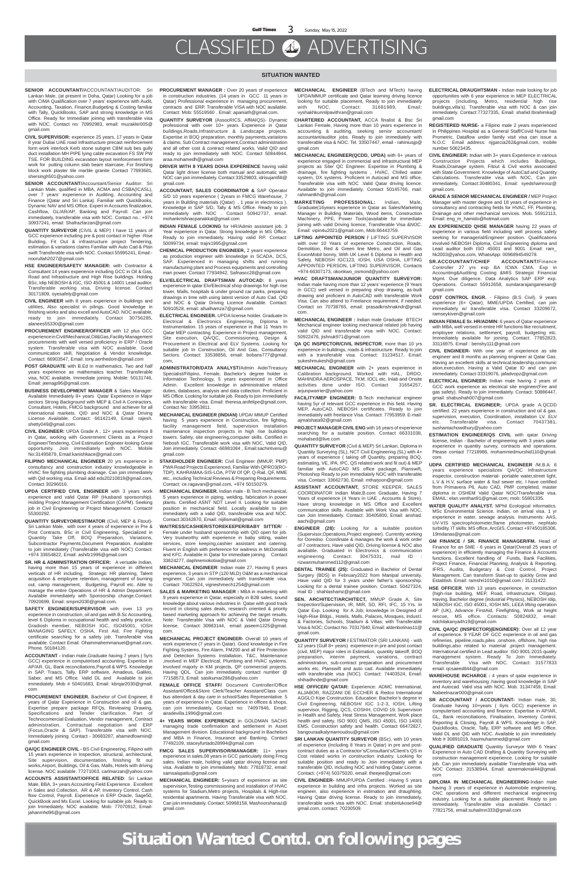# CLASSIFIED ADVERTISING

## SITUATION WANTED

**SENIOR ACCOUNTANT/**ACCOUNTANT/AUDITOR: Sri Lankan Male, (at present in Doha, Qatar) Looking for a job with CIMA Qualification over 7 years' experience with Audit, Accounting, Taxation, Finance,Budgeting & Costing familiar with Tally, QuickBooks, SAP and strong knowledge in MS Office. Ready for Immediate joining with transferable visa with NOC. Contact no: 70992983, email: muzakkir005@gmail.com

**CIVIL SUPERVISOR:** experience 25 years, 17 years in Qatar 8 year Dubai UAE road Infrastructure precast reinforcement form work interlock Kerb stone subgret CBM sub bes gully duct installation MH PIPE lying cable excavation FS SW PW TSE. FOR BUILDING excavation layout reinforcement form work for putting column slab beam staircase. For finishing block work plaster tile marble granite Contact 77893681, shersingh501@yahoo.com

**SENIOR ACCOUNTANT/**Accountant/Senior Auditor: Sri Lankan Male, qualified in MBA, ACMA and CSBA(ICASL), over 7 years' experience in Auditing, Accounting and Finance (Qatar and Sri Lanka). Familiar with QuickBooks, Dynamic NAV and MS Office. Expert in Accounts finalization, Cashflow, GL/AR/AP, Banking and Payroll. Can join immediately, transferable visa with NOC. Contact no.: +974 30937241, email: Shafrazfarzan@gmail.com

**QUANTITY SURVEYOR** (CIVIL & MEP) I have 11 years of GCC experience including pre & post contract in higher -Rise Building, Fit Out & infrastructure project Tendering, estimation & variations claims Familiar with Auto Cad & Plan swift Transferable visa with NOC. Contact 55995241, Email:-noorullah2027@gmail.com

**HSE ENGINEER/SAFETY MANAGER:** with Contractor & Consultant 14 years experience including GCC in Oil & Gas, Road and Infrastructure and High Rise buildings. Holding BSc, Idip NEBOSH & IGC, ISO 45001 & 14001 Lead auditor. Transferable working visa, Driving license. Contact 30171809, oyesafety@gmail.com

**CIVIL ENGINEER** with 8 years experience in buildings and utilities, Also specialist in pilings. Good knowledge in finishing works and also excell and AutoCAD. NOC available, ready to join immediately. Contact 30756285, alanees55330@gmail.com

**PROCUREMENT ENGINEER/OFFICER** with 12 plus GCC experience in Civil/Mechanical,Oil&Gas,Facility Management procurements with well versed proficiency in ERP / Oracle system. Transferable visa with NOC available. Good communication skill, Negotiation & Vendor knowledge. Contact: 66903547, Email: tony.aerthedom@gmail.com

**POST GRADUATE** with B.Ed in mathematics. Two and half years experience as mathematics teacher. Transferable visa, NOC available. Immediate joining. Mobile: 50131746, Email: jeenajp96@gmail.com.

**BUSINESS DEVELOPMENT MANAGER** & Sales Manager: Available Immediately 8+ years Qatar Experience in Major sectors Strong Background with MEP & Civil A Contractors, Consultant, Hotels, FMCG background and achiever for all international markets. QID and NOC & Qatar Driving License Available. Contact: 66142149, Email: rajesh.shetty049@gmail.com.

**CIVIL ENGINEER:** UPDA Grade A , 12+ years experience 8 in Qatar, working with Government Clients as a Project Engineer/Tendering, Civil Estimation Engineer looking Great opportunity. Join immediately with NOC. Mobile No:31495879, Email:kanishkace@gmail.com

**FILIPINO MECHANICAL ENGINEER** 20 yrs experience in consultancy and construction industry knowledgeable in HVAC fire fighting plumbing drainage. Can join immediately with Qid working visa. Email add eds20210819@gmail.com, Contact 30296016.

**UPDA CERTIFIED CIVIL ENGINEER** with 3 years work experience and valid Qatar RP (Husband sponsorship). Holding Project Management Certification (CAPM). Seeking job in Civil Engineering or Project Management. Contact# 55300292.

**QUANTITY SURVEYOR/ESTIMATOR** (Civil, MEP & Fitout)- Sri Lankan Male, with over 4 years of experience in Pre & Post Contracts. BSc in Civil Engineering. Specialized in Quantity Take Off, BOQ Preparation, Variations, Subcontractor Payments,Document Preparation. Available to join immediately (Transferable visa with NOC) Contact: +974 33654822, Email: ashifz1996@gmail.com

**SR. HR & ADMINISTRATION OFFICER:** A versatile Indian, having more than 15 years of experience in different verticals of HR including, Strategic HR planning, Talent acquisition & employee retention, management of burning out, camp management, Budgeting, Payroll etc. Able to manage the entire Operations of HR & Admin Department. Available immediately with Sponsorship change.Contact: 70920699, Email: smpm2030@gmail.com.

**SAFETY ENGINEER/SUPERVISOR** with over 13 yrs experience in construction, oil and gas with B.Sc Accounting, level 6 Diploma in occupational health and safety practice, Gradiosh member, NEBOSH IGC, ISO45001, IOSH MANAGING SAFELY, OSHA, First Aid, Fire Fighting certificate searching for a safety job. Transferable visa available. Contact Email. Ohammahemmanuel@gmail.com, Phone. 50184120.

**ACCOUNTANT -** Indian male,Graduate having 7 years ( 5yrs GCC) experience in computerised accounting. Expertise in AP/AR, GL, Bank reconciliations,Payroll & WPS. Knowledge in SAP, Traacs, Tally, ERP software, Amadeus, Galileo, Saber, and MS Office. Valid DL and Available to join immediately. Mob # 50401683, Email: kbrqar2030@gmail.com

**PROCUREMENT ENGINEER.** Bachelor of Civil Engineer, 8 years of Qatar Experience in Construction and oil & gas. Expertise prepare package RFQs, Reviewing Drawing, Specifications and Tender clarification. Part of Technocomercial Evaluation, Vendor management, Contract administration, Contractual negotiation and ERP (Focus,Oracle & SAP). Transferable visa with NOC. Immediately joining. Contact - 30683287, ahamedfowmin@gmail.com

**QA/QC ENGINEER CIVIL -** BS Civil Engineering, Filipino with 15 years experience in Inspection, structural, architectural, Site supervision, documentation, finishing fit out works,Airport, Buildings, Oil & Gas, Malls, Hotels with driving license. NOC available. 77271063, carlmarzan@yahoo.com

**ACCOUNTS ASSISTANT/OFFICE RELATED**: Sri Lankan Male, BBA, 3+ years Accounting Field Experience . Excellent in Sales and Collection, AR & AP, Inventory Control, Cash flow Control, Payroll. Experience in ERP Oracle, Sage50, QuickBook and Ms Excel. Looking for suitable job. Ready to join Immediately. NOC available. Mob- 77070912, Email-jahanmhd96@gmail.com

**PROCUREMENT MANAGER :** Over 20 years of experience in construction industries. (14 years in GCC 11 years in Qatar) Professional experience in managing procurement, contracts and ERP Transferable VISA with NOC available. Contact: Mob: 55519560 . Email: apaniath@gmail.com.

**QUANTITY SURVEYOR** (AssocRICS, AffilAIQS)- Dynamic professional with over 10+ years Experience in Qatar buildings,Roads,Infrastructure & Landscape projects. Expertise in BOQ preparation, monthly payments,variations & claims, Sub Contract management,Contract administration and all other cost & contract related works. Valid QID and ready to join immediately with NOC. Contact 50844944, araa.mohamedh@gmail.com

**DRIVER WITH 8 YEARS DOHA EXPERIENCE** having valid Qatar light driver license both manual and automatic with NOC can join immediately. Contact 33529803, idrisujamfi8@gmail.com

**ACCOUNTANT, SALES COORDINATOR &** SAP Operator S/D 10 years experience ( 2years in FMCG Warehouse, 7 years in Building materials (Qatar) , 1 year in electronics ). Knowledge in SAP S/D, Tally & MS Office. Ready to join immediately with NOC . Contact 50942737, email: mohankrishnacpanakkal@gmail.com

**INDIAN FEMALE LOOKING** for HR/Admin assistant job. 3 Year experience in Qatar. Strong knowledge in MS Office. Ready to join immediately. Having valid RP. Contact: 50099734, email: trajni1995@gmail.com

**CHEMICAL PRODUCTION ENGINEER,** 2 years experience as production engineer with knowledge in SCADA, DCS, SAP. Experienced in managing shifts and running manufacturing plant and Process equipments and controlling man power. Contact 77934942, Safnascc28@gmail.com

**ELV/ELECTRICAL DRAFTSMAN AUTOCAD:** 8 years experience in qatar ELV/Electrical shop drawings for high rise tower, Malls, hospitals & under ground car parks, preparing drawings in time with using latest version of Auto Cad. QID and NOC & Qatar Driving Licence Available. Contact: 50910528, email: afsalhamza7@gmail.com

**ELECTRICAL ENGINEER.** UPDA license holder. Graduate In Electrical & Electronics Engineering, Diploma In Instrumentation. 15 years of experience in that 11 Years In Qatar MEP contracting. Experience in Project management, Site execution, QA/QC, Commissioning, Design & Procurement in Electrical and ELV Systems. Looking for suitable job In Contracting, Oil And Gas, Consultancy Sectors. Contact: 33538856, email: bobans777@gmail.com,

**ADMINISTRATOR/DATA ANALYST/**Admin Aide/Treasury Specialist/Filipino, Female, Bachelor's degree holder in Information Technology, 5 years experienced in Office Admin. Excellent knowledge in administrative related duties, databases, analysis and data collection. Proficient in MS Office. Looking for suitable job. Ready to join immediately with transferable visa. Email: theresa.anifelipe@gmail.com, Contact No: 33953811.

**MECHANICAL ENGINEER (INDIAN)** UPDA/ MMUP Certified having 5 years experience in Construction, fire fighting, facility management field, supervision installation maintenance inspection projects in high rise buildings towers. Safety, site engineering,computer skills. Certified in Nebosh IGC. Transferable work visa with NOC, Valid QID, Join immediately. Contact -66981084 , Email:sachintvenu@gmail.com

**STAKEHOLDER ENGINEER:** Civil Engineer (MMUP, PMP) PWA Road Projects Experienced, Familiar With QPRO3(RO-TDP), KAHRAMAA-SIS-LOA, PTW Of QP, Q-Rail, QF, MME etc., including Technical Reviews & Preparing Requirements. Contact: ce.rageavan@gmail.com, +974 50150279.

**MECHANICAL ENGINEER.** Indian male - B.Tech mechanical, 5 years experience in piping, welding, fabrication in power plants. Certified ASNT NDT Level II. Looking for suitable position in mechanical field. Locally available to join immediately with a valid QID, transferable visa and NOC. Contact:30342870, Email: nijilismail@gmail.com

**WAITRESS/CASHIER/STOREKEEPER/BABY SITTER/** - Female under husband sponsorship with QID open for job. Very trustworthy with experience in baby sitting, waiter services, store keeping,cashier assistant and catering. Fluent in English with preference for waitress in McDonalds and KFC. Available in Qatar for immediate joining. Contact 33624277, daphnemokobia@gmail.com

**MECHANICAL ENGINEER:** Indian male 27, Having 6 years experience, 3 years in STP (120 MLD) O&M as a mechanical engineer. Can join immediately with transferable visa. Contact: 70622924, vigneshmech1254@gmail.com

**SALES & MARKETING MANAGER :** MBA in marketing with 9 years experience in Qatar, especially in B2B sales, sound knowledge about various industries in Qatar with good track record in closing sales deals, research oriented & priority based marketing approach for achieving the target results. Note: Transferable Visa with NOC & Valid Qatar Driving license. Contact: 30983144, email: jaseem1225@gmail.com.

**MECHANICAL PROJECT ENGINEER-** Overall 10 years of work experience (7 years in Qatar). Good knowledge in Fire Fighting Systems, Fire Alarm, FM200 and all Fire Protection and Detection Systems Installation, T&C, Maintenance ,involved in MEP Electrical, Plumbing and HVAC systems. Involved majorly in KM projects, QP commercial projects. Having QDL. Can join immediately. contact number @ 77158573, Email: sasikumar286@yahoo.com

**FEMALE OFFICE STAFF/** Document Controller/Office Assistant/Office&Store Clerk/Teacher Assistant/Class cum bus attendant & day care in school/Sales Representative. 5 years of experience in Qatar. Experience in offices & shops, can join immediately. Contact no: 74097846, Email: airadevilla.1996@gmail.com

**4+ YEARS WORK EXPERIENCE** in GOLDMAN SACHS managing trade confirmation and settlement in Asset Management division. Educational background in Bachelors and MBA in Finance, Insurance and Banking. Contact 77492109, staceyfurtado28994@gmail.com

**FMCG SALES SUPERVISOR/MANAGER:** 11+ years experience in sales,08 years in GCC particularly doing Fmcg sales. Indian male, holding valid qatar driving license and visa. Available to join immediately. Mob: 77818732, email: samsalapattu@gmail.com

**MECHANICAL ENGINEER:** 5+years of experience as site supervision,Testing commissioning and installation of HVAC systems for Stadium,Metro projects, Hospitals & High-rise residential apartments. Having Transferable visa with NOC. Can join immediately. Contact: 50968158, Mashoorshanaz@gmail.com

**MECHANICAL ENGINEER** (BTech and MTech) having UPDA/MMUP certificate and Qatar learning driving licence looking for suitable placement, Ready to join immediately with NOC. Contact: 31681989, Email: vyshakhkunnilpavithran@gmail.com

**CHARTERED ACCOUNTANT,** ACCA finalist & Bsc Sri Lankan Female, Having more than 10 years experience in accounting & auditing, seeking senior accountant/ accountant/auditor jobs. Ready to join immediately with transferable visa & NOC. Tel. 33507447, email - rahiniusjp@gmail.com

**MECHANICAL ENGINEER(QCDD, UPDA)** with 6+ years of experience engaged in commercial and infrastructural MEP projects as Site/ QC Engineer. Expertise in Plumbing & drainage, fire fighting systems , HVAC, Chilled water system, DX systems. Proficient in Autocad and MS office. Transferable visa with NOC .Valid Qatar driving licence. Available to join immediately. Contact 50145766, mail: rahmantkh@gmail.com

**MARKETING PROFESSIONAL:** Indian, Male, Graduate(16years experience in Qatar as Sales/Marketing Manager in Building Materials, Wood items, Construction Machinery, PPE, Power Tools)available for immediate joining with valid Driving licence, Transferable Visa &NOC. Email: vipin4u2021@gmail.com, Mob:66443759.

**LIFTING APPOINTED PERSON /** LIFTING SUPERVISOR with over 10 Years of experience Construction, Roads, Demolition, Red & Green line Metro, and Oil and Gas ExxonMobil honey, With UK Level 6 Diploma in Health and Safety, NEBOSH IGC123, IOSH, USA OSHA, LIFTING APPOINTED PERSON, LIFTING SUPERVISOR, Contacts +974-66307173, okonkwo_osmond@yahoo.com

**HVAC DRAFTSMAN/JUNIOR QUANTITY SURVEYOR:** Indian male having more than 12 years' experience (9 Years in GCC) well versed in preparing shop drawing, as-built drawing and proficient in AutoCAD with transferable Work Visa. Can also attend to Freelance requirement, if needed. Contact on 70738765, email: prasadkrishnakndr@gmail.com.

**MACHANICAL ENGINEER :** Indian male Graduate BTECH Mechanical engineer looking mechanical related job having valid QID and transferable visa with NOC. Contact: 50922476, jishnuk971@gmail.com

**QA QC INSPECTOR/CIVIL INSPECTOR**, more than 10 yrs experience in buildings, roads & infrastructure. Ready to join with a transferable visa. Contact: 31234517, Email: sukeshmukesh@gmail.com

**MECHANICAL ENGINEER** with 2+ years experience in Calibration background. Worked with HAL, DRDO, MAHINDRA AEROSPACE, TKM, IOCL etc. Inlab and Onsite activities done under ISO. Contact 31654257, arjunpwarrier@yahoo.com

**FACILITY/MEP ENGINEER:** B.Tech mechanical engineer having 5yr of relevant GCC experience in this field. Having MEP, AutoCAD, NEBOSH certificates. Ready to join immediately with freelance Visa. Contact: 77953959. E-mail: ajmalshata92@gmail.com

**PROJECT MANAGER CIVIL ENG** with 16 years of experience searching for a suitable position. Contact 66331038, mohalsed@live.com

**QUANTITY SURVEYOR** (Civil & MEP) Sri Lankan, Diploma in Quantity Surveying (SL), NCT Civil Engineering (SL) with 4+ years of experience ( taking off Quantity, preparing BOQ, estimating, VE, IPA, IPC, QS related work and fit out) & MEP familiar with AutoCAD MS office package, Planswift, Photoshop Ready to join immediately NOC with transferable visa. Contact: 33662730, Email: mtharjoon@gmail.com

**ASSISTANT ACCOUNTANT,** STORE KEEPER, SALES COORDINATOR Indian Male,B.com Graduate, Having 7 Years of experience (4 Years in UAE , Accounts & Store). Have strong knowledge in MS Office and Excellent communication skills. Available with Work Visa with NOC, can Join Immediately. Contact: 30405800, Email: anshad.aachi@gmail.com

**ENGINEER (28):** Looking for a suitable position (Supervisor,Operations,Project engineer). Currently working for Ooredoo. Coordinate & manages the work & work order of 7 contractors. Have valid QID, Driving license & NOC also available. Graduated in Electronics & communication engineering. Contact: 30475331, mail ID : rizwanmuhammed112@gmail.com

**DENTAL TRAINEE (25):** Graduated in Bachelor of Dental Surgery (BDS) in February2022 from Manipal university. Have valid QID for 3 years under father's sponsorship. Looking for a dental trainee position. Contact: 50427324, mail ID : shahlashamz@gmail.com

**SEN. ARCHITECT/ARCHITECT,** MMUP Grade A, Site Inspection/Supervision, IR, MIR, SD, RFI, IFC, 15 Yrs. In Qatar Exp. Looking for A Job; knowledge in Designed of High-Rise Bldgs., Hotels, Malls, Palaces, Mosques, Industl. & Factories, Schools, Stadium & Villas; with Transferable Visa & NOC; Contact No. 70317840, Email: aldenbolinas11@gmail.com.

**QUANTITY SURVEYOR /** ESTIMATOR (SRI LANKAN) - with 12 years (Gulf 8+ years) experience in pre and post contract (civil, MEP) major roles in Estimation, quantity takeoff, BOQ preparation, interim payment, variations, contract administration, sub-contract preparation and procurement works etc. Planswift and auto cad. Available immediately with transferable visa with NOC. Contact: 74403524, Email: shihadhnde@gmail.com

**HSE OFFICER/ QATAR:** Experience: ADMC International, ALJABOR, RAZZANI DE ECCHER & Redco International AGGLO Kipe Construction. Education: Bachelor's degree in Civil Engineering, NEBOSH/ IGC 1-2-3, IOSH, Lifting supervisor, Rigging, QCS, COSHH, COVID 19, Supervision in Health and Safety, Heat Stress Management, Work place health and safety, ISO 9001 QMS, ISO 45001, ISO 14001 EMS, Construction safety and health. Contact 66472827, bangouraalkalymamoudou@gmail.com

**SRI LANKAN QUANTITY SURVEYOR** (BSc), with 10 years of experience (Including 8 Years in Qatar) in pre and post-contract duties as a Contractor's/Consultant's/Client's QS in Cost related works in construction industry. Looking for suitable position and ready to Join immediately with a transferable QID, including NOC and holding Qatar License. Contact: (+974) 50375020, email: theejee@gmail.com

**CIVIL ENGINEER-** MMUP/UPDA Certified :-Having 5 years experience in building and infra projects. Worked as site engineer, also experience in estimation and draughting. Having Qatar driving license. Ready to join immediately, transferable work visa with NOC. Email: shobinlukose94@gmail.com, contact: 70230509.

**ELECTRICAL DRAUGHTSMAN -** Indian male looking for job opportunities with 6 year experience in MEP ELECTRICAL projects (including, Metro, residential high rise buildings,villa's). Transferable visa with NOC & can join immediately. Contact:77327335, Email: shahid.Ibrahimka@gmail.com

**REGISTERED NURSE-** a Filipino male 2 years experienced in Philippines Hospital as a General Staff/Covid Nurse has Prometric, Dataflow under family visit visa can issue a N.O.C Email address: njgarcia262@gmail.com, mobile number 50623435.

**CIVIL ENGINEER:** Indian with 3+ years Experience in various Construction Projects which includes Buildings, Roads,Drainage system, Fitout & Civil works associated with State Government. Knowledge of AutoCad and Quantity Calculations. Transferable visa with NOC, Can join immediately, Contact:30480341, Email: syedshamrooz@gmail.com.

**GRADE A SENIOR MECHANICAL ENGINEER /** MEP Project Manager with master degree and 18 years of experience in consultancy and contracting fields for HVAC, FF, Plumbing, Drainage and other mechanical services. Mob. 55912113, Email: eng_m_hamido@hotmail.com

**AN EXPERIENCED QHSE MANAGER** having 22 years of experience in various field including well process safety seeking for managerial/Engineer position. Qualifications involved NEBOSH Diploma, Civil Engineering diploma and Lead auditor both ISO 45001 and 9001. Email: ram_hk2003@yahoo.com, WhatsApp: 0096894549278.

**SR.ACCOUNTANT/CHIEF ACCOUNTANT/**Finance Controller 27 yrs exp BA ICWA CMA. Exp in Accounting&Auditing Costing &MIS Strategic Financial Mgmt. Due diligence. Data Analytics SAP ERP exp. Operations. Contact 55912658, sundararajanganesan@gmail.com

**COST CONTROL ENGR.** - Filipino (B.S Civil), 9 years experience (6+ Qatar), MME/UPDA Certified, can join immediately w/ transferable visa. Contact 33209672, ramseykiven@gmail.com

**INDIAN FEMALE Sr. HR/ADMIN:** 6 years of Qatar experience with MBA, well versed in entire HR functions like recruitment, employee relations, settlement, payroll, budgeting etc. Immediately available for joining. Contact: 77852823, 33116975. Email : benshy111@gmail.com

**CIVIL ENGINEER-** With one year of experience as site engineer and 8 months as planning engineer at Qatar Gas. Having an excellent skills at technical,leadership,communic ation,execution. Having a Valid Qatar ID and can join immediately. Contact-33319076, jafadvopz@gmail.com

**ELECTRICAL ENGINEER:** Indian male having 2 years of GCC work experience as electrical site engineer(Fire and gas safety). Ready to join immediately. Contact: 50886447, gmail: shabushah007@gmail.com

**SR. ELECTRICAL ENGINEER:** UPDA grade A.QCDD certified. 22 years experience in construction and oil & gas. supervision, execution, Coordination, installation LV. ELV etc. Transferable visa. Contact 70437381, sushantachowdhury@yahoo.com

**ESTIMATION ENGINEER/QS CIVIL** with qatar Driving license, Indian - Bachelor of engineering with 3 years qatar experience in quantity survey, contracts and operations. Please contact 77218986, mohammedmurshid110@gmail.com.

**UDPA CERTIFIED MECHANICAL ENGINEER** /M.B.A: 6 years experience specializes QA/QC Infrastructure inspector, construction material- portable water,street light, L.V & H.V, surface water & foul sewer etc. I have certified from Primavera P6, Auto CAD, PMP completed, master diploma in OSHEM Valid Qatar NOC/Transferable visa. EMAIL: alen.venthan91@gmail.com; mob: 55801335.

**WATER QUALITY ANALYST.** MPhil Ecological informatics. MSc Environmental Science. Indian, on arrival visa. 1 yr experience in water, sewage analysis. Instruments: AAS, UV-VIS spectrophotometer,flame photometer, nephtalo turbidity. IT skills: MS office, ArcGIS. Contact +97450185306, 19mdarnas@gmail.com

**GM FINANCE / SR. FINANCE MANAGER/FM.** Head of Finance for an SME - 6 years in Qatar(Overall 25 years of experience) in efficiently managing the Finance & Accounts functions. Excellent handling of Funds, Bank Facilities, Project Finance, Financial Planning, Analysis & Reporting, IFRS, Audits, Budgetary & Cost Control, Project Management. Can transform Start-up to quickly Grow and Establish. Email: ramshri1010@gmail.com / 31131422.

**HSE OFFICER.** With 13 years experience, in construction (high-rise building, MEP, Road, infrastructure, Oil/gas). Having, Bachelor degree (industrial Physics), NEBOSH Idip, NEBOSH IGC, ISO 45001, IOSH MS, LEEA lifting operation AP (UK), Advance FirstAid, Firefighting, Work at height rescue, MS office. Contacts: 50824832, email: ndchilakanya4h19@gmail.com

**CIVIL QA/QC (INSPECTOR)(ENGINEER):** Over all 12 year of experience. 9 YEAR OF GCC experience in oil and gas refineries, pipeline,roads,piles ,onshore, offshore, high rise buildings,also related to material ,project management. International certified in Lead auditor ISO 9001:2015 quality management system. Ready To Join Immediately. Transferable Visa with NOC. Contact: 31577833 email: qcsaeed844@gmail.com

**WAREHOUSE INCHARGE :** 4 years of qatar experience in inventory and warehousing ,having good knowledge in SAP and Autocad. Valid visa with NOC. Mob: 31347459, Email: Nabeelnazar000@gmail.com

**SR ACCOUNTANT / ACCOUNTANT-** Indian male, 30, Graduate having 10+years ( 6yrs GCC) experience in computerised accounting and finance. Expertise in AP/AR, GL, Bank reconciliations, Finalisation, Inventory Control, Reporting & Closing, Payroll & WPS. Knowledge in SAP, QuickBooks, Oracle, Tally, ERP software and MS Office. Valid DL and QID with NOC. Available to join immediately. Mob # 30891019, hasimuhammed@gmail.com

**QUALIFIED GRADUATE** Quantity Surveyor With 6 Years' Experience in Auto CAD Drafting & Quantity Surveying with construction management experience. Looking for suitable job. Can join immediately available Transferable Visa with NOC Contact: 31538944, Email: azeemakmal44@gmail.com

**DIPLOMA IN MECHANICAL ENGINEERING-**Indian male having 3 years of experience in Automobile engineering, CNC operations and different mechanical engineering industry. Looking for a suitable placement. Ready to join immediately. Transferable visa available. Contact : 77821756, email:suhailmn333@gmail.com

## Situation Wanted Contd. on following pages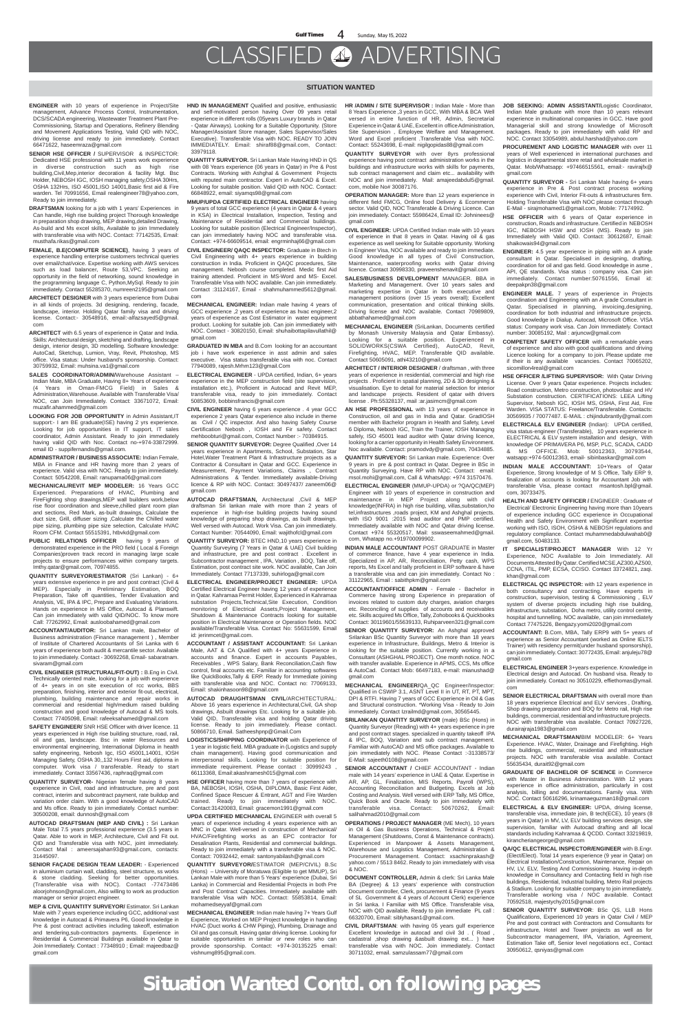# CLASSIFIED ADVERTISING

## SITUATION WANTED

**ENGINEER** with 10 years of experience in Project/Site management, Advance Process Control, Instrumentation, DCS/SCADA engineering, Wastewater Treatment Plant Pre-Commissioning, Startup and Operations, Refinery Blending and Movement Applications Testing, Valid QID with NOC, driving license and ready to join immediately. Contact 66471622, haseemraza@gmail.com

**SENIOR HSE OFFICER /** SUPERVISOR & INSPECTOR: Dedicated HSE professional with 11 years work experience in diverse construction such as high rise building,Civil,Mep,interior decoration & facility Mgt. Bsc Holder, NEBOSH IGC, IOSH managing safety,OSHA 30Hrs, OSHA 132Hrs, ISO 45001,ISO 14001,Basic first aid & Fire warden. Tel 70991656, Email realengineer78@yahoo.com, Ready to join immediately.

**DRAFTSMAN** looking for a job with 1 years' Experiences in Can handle, High rise building project Thorough knowledge in preparation shop drawing, MEP drawing,detailed Drawing, As-build and Ms excel skills, Available to join Immediately with transferable visa with NOC. Contact: 77142535, Email: musthafa.rikas@gmail.com

**FEMALE, B.E(COMPUTER SCIENCE)**, having 3 years of experience handling enterprise customers technical queries over email/chat/voice. Expertise working with AWS services such as load balancer, Route 53,VPC. Seeking an opportunity in the field of networking, sound knowledge in the programming language C, Python,MySql. Ready to join immediately. Contact 55285370, numreen2195@gmail.com

**ARCHITECT DESIGNER** with 3 years experience from Dubai in all kinds of projects. 3d designing, rendering, facade, landscape, interior. Holding Qatar family visa and driving license. Contact:- 30548916, email:-alfazsayed5@gmail.com

**ARCHITECT** with 6.5 years of experience in Qatar and India. Skills: Architectural design, sketching and drafting, landscape design, interior design, 3D modelling. Software knowledge: AutoCad, Sketchup, Lumion, Vray, Revit, Photoshop, MS office. Visa status: Under husband's sponsorship. Contact: 30759932, Email: muhsina.va1@gmail.com

**SALES COORDINATOR/ADMIN/**Warehouse Assistant – Indian Male, MBA Graduate, Having 8+ Years of experience (4 Years in Oman-FMCG Field) in Sales & Administration,Warehouse. Available with Transferable Visa/ NOC, can Join Immediately. Contact: 33671072, Email: muzafir.ahammed@gmail.com

**LOOKING FOR JOB OPPORTUNITY** in Admin Assistant,IT support:- I am BE graduate(ISE) having 2 yrs experience. Looking for job opportunities in IT support, IT sales coordinator, Admin Assistant. Ready to join immediately having valid QID with Noc. Contact no+974-33872999. email ID - suppifernands@gmail.com.

**ADMINISTRATOR / BUSINESS ASSOCIATE:** Indian Female, MBA in Finance and HR having more than 2 years of experience. Valid visa with NOC. Ready to join immediately. Contact: 50542208, Email: ranupama06@gmail.com

**MECHANICAL/REVIT MEP MODELER:** 16 Years GCC Experienced. Preparations of HVAC, Plumbing and FireFighting shop drawings,MEP wall builders work,below rise floor coordination and sleeve,chilled plant room plan and sections, Red Mark, as-built drawings, Calculate the duct size, Grill, diffuser sizing ,Calculate the Chilled water pipe sizing, plumbing pipe size selection, Calculate HVAC Room CFM. Contact 55515391, htbvkd@gmail.com

**PUBLIC RELATIONS OFFICER** having 9 years of demonstrated experience in the PRO field ( Local & Foreign Companies)proven track record in managing large scale projects to ensure performances within company targets. Imthy.qatar@gmail.com, 70974855.

**QUANTITY SURVEYOR/ESTIMATOR** (Sri Lankan) - 6+ years extensive experience in pre and post contract (Civil & MEP). Especially in Preliminary Estimation, BOQ Preparation, Take off quantities, Tender Evaluation and Analysis, VE, IPA & IPC, Prepare and Evaluating Variations. Hands on experience in MS Office, Autocad & Planswift. Can join immediately with valid QID/NOC. To know more Call: 77262992, Email: ausloobahamed@gmail.com

**ACCOUNTANT/AUDITOR:** Sri Lankan male, Bachelor of Business administration (Finance management ) , Member of Institute of Chartered Accountants of Sri Lanka with 6 years of experience both audit & mercantile sector. Available to join immediately. Contact - 30692268, Email- sabaratnam.sivaram@gmail.com

**CIVIL ENGINEER (STRUCTURAL/FIT-OUT) :** B.Eng in Civil. Technically oriented male, looking for a job with experience of 4+ years in on site execution of rcc works, BBS preparation, finishing, interior and exterior fit-out, electrical, plumbing, building maintenance and repair works in commercial and residential high/medium raised building construction and good knowledge of Autocad & MS tools. Contact: 77405098, Email: rafeeksahamed@gmail.com

**SAFETY ENGINEER/** SNR HSE Officer with driver licence. 11 years experienced in High rise building structure, road, rail, oil and gas, landscape. Bsc in water Resources and environmental engineering, International Diploma in health safety engineering, Nebosh Igc, ISO 45001,14001, IOSH Managing Safety, OSHA 30,132 Hours First aid, diploma in computer. Work visa / transferable. Ready to start immediately. Contact 33567436, raphraq@gmail.com

**QUANTITY SURVEYOR-** Nigerian female having 8 years experience in Civil, road and infrastructure, pre and post contract, interim and subcontract payment, rate buildup and variation order claim. With a good knowledge of AutoCAD and Ms office. Ready to join immediately. Contact number: 30500208, email: dunnosh@gmail.com

**AUTOCAD DRAFTSMAN (MEP AND CIVIL) :** Sri Lankan Male Total 7.5 years professional experience (3.5 years in Qatar. Able to work in MEP, Architecture, Civil and Fit out. QID and Transferable visa with NOC, joint immediately. Contact Mail : ameersajahan93@gmail.com, contacts: 31445097.

**SENIOR FAÇADE DESIGN TEAM LEADER:** - Experienced in aluminium curtain wall, cladding, steel structure, ss works & stone cladding. Seeking for better opportunities. (Transferable visa with NOC). Contact -77473486 aloorjohnson@gmail.com, Also willing to work as production manager or senior project engineer.

**MEP & CIVIL QUANTITY SURVEYOR/** Estimator. Sri Lankan Male with 7 years experience including GCC, additional vast knowledge in Autocad & Primavera P6, Good knowledge in Pre & post contract activities including takeoff, estimation and tendering,sub-contractors payments. Experience in Residential & Commercial Buildings available in Qatar to Join Immediately. Contact : 77348910 ; Email: majeedbaz@gmail.com

**HND IN MANAGEMENT** Qualified and positive, enthusiastic and self-motivated person having Over 09 years retail experience in different rolls (05years Luxury brands in Qatar - Qatar Airways). Looking for a Suitable Opportunity. (Store Manager/Assistant Store manager, Sales Supervisor/Sales Executive). Transferable Visa with NOC. READY TO JOIN IMMEDIATELY. Email: shiraf88@gmail.com, Contact: 33979118.

**QUANTITY SURVEYOR.** Sri Lankan Male Having HND in QS with 08 Years experience (06 years in Qatar) in Pre & Post Contracts. Working with Ashghal & Government Projects with reputed main contractor. Expert in AutoCAD & Excel. Looking for suitable position. Valid QID with NOC. Contact: 66848922, email: siyamqs98@gmail.com

**MMUP/UPDA CERTIFIED ELECTRICAL ENGINEER** having 9 years of total GCC experience (4 years in Qatar & 4 years in KSA) in Electrical Installation, Inspection, Testing and Maintenance of Residential and Commercial buildings. Looking for suitable position (Electrical Engineer/Inspector), can join immediately having NOC and transferable visa. Contact: +974-66609514, email: engrminhaj66@gmail.com

**CIVIL ENGINEER/ QAQC INSPECTOR:** Graduate in Btech in Civil Engineering with 4+ years experience in building construction in India. Proficient in QAQC procedures, Site management. Nebosh course completed. Medic first Aid training attended. Proficient in MS-Word and MS- Excel. Transferable Visa with NOC available. Can join immediately. Contact :31124167, Email - shahmuhammed5612@gmail.com

**MECHANICAL ENGINEER:** Indian male having 4 years of GCC experience ,2 years of experience as hvac engineer,2 years of experience as Cost Estimator in water equipment product. Looking for suitable job. Can join immediately with NOC. Contact - 30820150, Email: shuhaibottapilavullathil@gmail.com

**GRADUATED IN MBA** and B.Com looking for an accountant job i have work experience in asst admin and sales executive. Visa status transferable visa with noc. Contact 77940089, rajesh.Mrhm123@gmail.Com

**ELECTRICAL ENGINEER** - UPDA certified, Indian, 6+ years experience in the MEP construction field (site supervision, installation etc.), Proficient in Autocad and Revit MEP, transferable visa, ready to join immediately. Contact 50853609, bobbinsfrancis@gmail.com

**CIVIL ENGINEER** having 6 years experience . 4 year GCC experience 2 years Qatar experience also include in theme as Civil / QC inspector. And also having Safety Course Certification Nebosh , IOSH and Fir safety. Contact mehboobtuni@gmail.com, Contact Number :- 70384915.

**SENIOR QUANTITY SURVEYOR:** Degree Qualified ,Over 14 years experience in Apartments, School, Substation, Star Hotel,Water Treatment Plant & Infrastructure projects as a Contractor & Consultant in Qatar and GCC. Experience in Measurement, Payment Variations, Claims , Contract Administrations & Tender. Immediately available-Driving licence & RP with NOC. Contact: 30497437/ zaneem06@gmail.com

**AUTOCAD DRAFTSMAN,** Architectural ,Civil & MEP draftsman Sri lankan male with more than 2 years of experience in high-rise building projects having sound knowledge of preparing shop drawings, as built drawings. Well versed with Autocad. Work Visa. Can join immediately. Contact Number: 70544090, Email: wajithofcl@gmail.com

**QUANTITY SURVEYOR:** BTEC HND,10 years experience in Quantity Surveying (7 Years in Qatar & UAE) Civil building and infrastructure, pre and post contract . Excellent in Subcontractor management , IPA, Variation , BOQ, Take off, Estimation, post contract site work. NOC available, Can Join Immediately. Contact 77137339, suhirloga@gmail.com

**ELECTRICAL ENGINEER/PROJECT ENGINEER:** UPDA Certified Electrical Engineer having 12 years of experience in Qatar. Kahramaa Permit Holder, Experienced in Kahramaa substation Projects,Technical,Site Execution, Condition monitoring of Electrical Assets,Project Management, Shutdown & Maintenance Contracts looking for suitable position in Electrical Maintenance or Operation fields. NOC available/Transferable Visa. Contact No: 55631599, Email id: jerinmcet@gmail.com.

**ACCOUNTANT / ASSISTANT ACCOUNTANT:** Sri Lankan Male, AAT & CA Qualified with 4+ years Experience in accounts and finance. Expert in accounts Payables, Receivables , WPS Salary, Bank Reconciliation,Cash flow control, final accounts etc. Familiar in accounting softwares like QuickBooks,Tally & ERP. Ready for Immediate joining with transferable visa and NOC. Contact no: 77069133, Email: shakinhasoon98@gmail.com

**AUTOCAD DRAUGHTSMAN CIVIL/**ARCHITECTURAL: Above 16 years experience in Architectural,Civil, GA shop drawings, Asbuilt drawings Etc. Looking for a suitable job. Valid QID, Transferable visa and holding Qatar driving license. Ready to join immediately. Please contact. 50866710, Email. Satheeshpmp@Gmail.Com

**LOGISTICS/SHIPPING COORDINATOR** with Experience of 1 year in logistic field. MBA graduate in (Logistics and supply chain management). Having good communication and interpersonal skills. Looking for suitable position for immediate requirement. Please contact : 30999243 , 66113368, Email:akashramesh015@gmail.com

**HSE OFFICER** having more than 7 years of experience with BA, NEBOSH, IOSH, OSHA, DIPLOMA, Basic First Aider, Confined Space Rescuer & Entrant, AGT and Fire Warden trained. Ready to join immediately with NOC. Contact:31420083, Email: gracemon1991@gmail.com

**UPDA CERTIFIED MECHANICAL** ENGINEER with overall 5 years of experience including 4 years experience with an MNC in Qatar. Well-versed in construction of Mechanical/ HVAC/Firefighting works as an EPC contractor for Desalination Plants, Residential and commercial buildings. Ready to join immediately with a transferable visa & NOC. Contact: 70932442, email: santonyabilash@gmail.com

**QUANTITY SURVEYOR/**ESTIMATOR (MEP/CIVIL) B.Sc (Hons) – University of Moratuwa (Eligible to get MMUP), Sri Lankan Male with more than 5 Years' experience (Dubai, Sri Lanka) in Commercial and Residential Projects in both Pre and Post Contract Capacities. Immediately available with transferable Visa with NOC. Contact: 55853814, Email: mohamedseyyaf@gmail.com

**MECHANICAL ENGINEER**: Indian male having 7+ Years Gulf Experience, Worked on MEP Project knowledge in handling HVAC (Duct works & CHW Piping), Plumbing, Drainage and Oil and gas consult. Having qatar driving license. Looking for suitable opportunities in similar or new roles who can provide sponsorship. Contact: +974-30135225 email: vishnumg895@gmail.com.

**HR /ADMIN / SITE SUPERVISOR :** Indian Male - More than 8 Years Experience ,3 years in GCC, With MBA & BCA Well versed in entire function of HR, Admin, Secretarial Experience in Qatar & UAE, Excellent in office Administration, Site Supervision , Employee Welfare and Management. Word and Excel proficient .Transferable Visa with NOC. Contact: 55243698, E-mail: nigilgopidas88@gmail.com

**QUANTITY SURVEYOR** with over 8yrs professional experience having post contract administration works in the buildings and infrastructure works with skills for payments, sub contract management and claim etc... availability with NOC and join immediately. Mail: amajeedabdul5@gmail.com, mobile No# 30087176.

**OPERATION MANAGER:** More than 12 years experience in different field FMCG, Online food Delivery & Ecommerce sector. Valid QID, NOC Transferable & Driving Licence. Can join immediately. Contact: 55986424, Email ID: Johnnees@gmail.com

**CIVIL ENGINEER:** UPDA Certified Indian male with 10 years of experience in that 8 years in Qatar. Having oil & gas experience as well seeking for Suitable opportunity. Working in Engineer Visa, NOC available and ready to join immediate. Good knowledge in all types of Civil Construction, Maintenance, waterproofing works with Qatar driving licence. Contact 30998330, praveenshenavit@gmail.com

**SALES/BUSINESS DEVELOPMENT** MANAGER. BBA in Marketing and Management. Over 10 years sales and marketing expertise in Qatar in both executive and management positions (over 15 years overall). Excellent communication, presentation and critical thinking skills. Driving license and NOC available. Contact 70989809, abbathahamed@gmail.com

**MECHANICAL ENGINEER** (SriLankan, Documents certified by Monash University Malaysia and Qatar Embassy). Looking for a suitable position. Experienced in SOLIDWORKS(CSWA Certified), AutoCAD, Revit, Firefighting, HVAC, MEP. Transferable QID available. Contact 50605091, athi43210@gmail.com

**ARCHITECT / INTERIOR DESIGNER** / draftsman , with three years of experience in residential, commercial and high rise projects . Proficient in spatial planning, 2D & 3D designing & visualisation. Eye to detail for material selection for interior and landscape projects. Resident of qatar with drivers license . Ph:55328137, mail :ar.jasimcm@gmail.com

**AN HSE PROFESSIONAL** with 13 years of experience in Construction, oil and gas in India and Qatar. GradIOSH member with Bachelor program in Health and Safety, Level 6 Diploma, Nebosh IGC, Train the Trainer, IOSH Managing safely, ISO 45001 lead auditor with Qatar driving licence, looking for a carrier opportunity in Health Safety Environment. Noc available. Contact: pramodvdy@gmail.com, 70434885.

**QUANTITY SURVEYOR:** Sri Lankan male. Experience: Over 9 years in pre & post contract in Qatar. Degree in BSc in Quantity Surveying. Have RP with NOC. Contact: email: msol.mohi@gmail.com, Call & WhatsApp: +974 31570476.

**ELECTRICAL ENGINEER** (MMUP-UPDA) or ?QA/QC(MEP) Engineer with 10 years of experience in construction and maintenance in MEP Project along with civil knowledge(INFRA) in high rise building, villas,substation,ho tel,infrastructures ,roads project, KM and Ashghal projects. with ISO 9001 :2015 lead auditor and PMP certified. Immediately available with NOC and Qatar driving license. Contact +974 55320517, Mail: sswaseemahmed@gmail.com, Whatapp no.+919700099902.

**INDIAN MALE ACCOUNTANT** POST GRADUATE in Master of commerce finance, have 4 year experience in India. Specialized in AP, AR, Reconciliation, Petty cash, WPS reports, Ms Excel and tally proficient in ERP software & have a transferable visa and can join immediately. Contact No : 31122965, Email : sabithpkm@gmail.com

**ACCOUNTANT/OFFICE ADMIN** - Female - Bachelor in Commerce having strong Experience in preparation of invoices related to custom duty charges, aviation charges etc. Reconciling of supplies of accounts and receivables etc. Skills acquired Ms Office, Tally, Zohobooks & Quickbooks Contact: 30119601/55639133, Ruhiparveen321@gmail.com

**SENIOR QUANTITY SURVEYOR:** An Ashghal approved Srilankan BSc Quantity Surveyor with more than 18 years experience in Infrastructure, Buildings, Metro & Interior is looking for the suitable position. Currently working in a Consultant (ASHGHAL PROJECT). One month notice. NOC with transfer available. Experience in APMS, CCS, Ms office & AutoCad. Contact Mob: 66497183, e-mail: mianushad@gmail.com

**MECHANICAL ENGINEER/**QA_QC Engineer/Inspector: Qualified in CSWIP 3.1, ASNT Level II in UT, RT, PT, MPT, DPI & RTFI. Having 7 years of GCC Experience in Oil & Gas and Structural construction. *Working Visa - Ready to Join immediately. Contact Izrailmd@gmail.com, 30565445.

**SRILANKAN QUANTITY SURVEYOR** (male) BSc (Hons) in Quantity Surveyor (Reading) with 4+ years experience in pre and post contract stages. specialized in quantity takeoff IPA & IPC, BOQ, Variation and sub contract management. Familiar with AutoCAD and MS office packages. Available to join immediately with NOC. Please Contact :-31338573/ E-Mail: sajeeth0108@gmail.com

**SENIOR ACCOUNTANT /** CHIEF ACCOUNTANT - Indian male with 14 years' experience in UAE & Qatar. Expertise in AR, AP, GL, Finalization, MIS Reports, Payroll (WPS), Accounting Reconciliation and Budgeting. Excels at Job Costing and Analysis. Well versed with ERP Tally, MS Office, Quick Book and Oracle. Ready to join immediately with transferable visa. Contact: 50670262, Email: salihahmad2010@gmail.com

**OPERATIONS / PROJECT MANAGER** (ME Mech), 10 years in Oil & Gas Business Operations, Technical & Project Management (Shutdowns, Const & Maintenance contracts). Experienced in Manpower & Assets Management, Warehouse and Logistics Management, Administration & Procurement Management. Contact: xsachinprakash@yahoo.com / 5513 8462. Ready to join immediately with visa & NOC.

**DOCUMENT CONTROLLER,** Admin & clerk: Sri Lanka Male BA (Degree) & 13 years' experience with construction Document controller, Clerk, procurement & Finance (9 years of SL Government & 4 years of Account Clerk) experience in Sri lanka. I Familiar with MS Office. Transferable visa, NOC with QID available. Ready to join immediate PL call : 66320700, Email: siblyhasan1@gmail.com.

**CIVIL DRAFTSMAN:** with having 05 years gulf experience Excellent knowledge in autocad and civil 3d .. ( Road , cadastral ,shop drawing &asbuilt drawing ext... ) have transferable visa with NOC. Join immediately. Contact 30711032, email. samzulassam77@gmail.com

**JOB SEEKING: ADMIN ASSISTANT/**Logistic Coordinator. Indian Male graduate with more than 10 years relevant experience in multinational companies in GCC. Have good Managerial skill and strong knowledge of Microsoft packages. Ready to join immediately with valid RP and NOC. Contact 33054989, abdul.harshad@yahoo.com

**PROCUREMENT AND LOGISTIC MANAGER** with over 11 years of Well experienced in international purchases and logistics in departmental store retail and wholesale market in Qatar. Mob/Whatsapp: +97466515561, email:- ravirajfx@gmail.com

**QUANTITY SURVEYOR -** Sri Lankan Male having 6+ years experience in Pre & Post contract process working experience with Civil, Interior Fit-outs & infrastructures firm. Holding Transferable Visa with NOC please contact through E-Mail - sirajmohamed1@gmail.com, Mobile: 77174992.

**HSE OFFICER** with 6 years of Qatar experience in construction, Roads and infrastructure. Certified in NEBOSH IGC, NEBOSH HSW and OSH (MS). Ready to join Immediately with Valid QID. Contact: 30612687, Email: shaikowais94@gmail.com

**ENGINEER:** 4.5 year experience in piping with an A grade consultant in Qatar. Specialised in designing, drafting, coordination for oil and gas field. Good knowledge in asme , API, QE standards. Visa status : company visa. Can join immediately. Contact number:50761556, Email id: deepakpn38@gmail.com

**ENGINEER MALE.** 7 years of experience in Projects coordination and Engineering with an A grade Consultant in Qatar. Specialised in planning, invoicing,designing, coordination for both industrial and infrastructure projects. Good knowledge in Dialup, Autocad, Microsoft Office. VISA status: Company work visa. Can Join Immediately. Contact number: 30085192, Mail : arjuncw@gmail.com

**COMPETENT SAFETY OFFICER** with a remarkable years of experience and also with good qualifications and driving Licence looking for a company to join.Please update me if their is any available vacancies. Contact 70065202, sicomillon4real@gmail.com

**HSE OFFICER /LIFTING SUPERVISOR:** With Qatar Driving License. Over 9 years Qatar experience. Projects includes: Road construction, Metro construction, photovoltaic and HV Substation construction. CERTIFICATIONS: LEEA Lifting Supervisor, Nebosh IGC, IOSH MS, OSHA, First Aid, Fire Warden. VISA STATUS: Freelance/Transferable. Contacts: 30569935 / 70077487. E-MAIL : chijindubrantly@gmail.com

**ELECTRICAL& ELV ENGINEER** (Indian): UPDA certified, visa status-engineer (Transferable), 10 years experience in ELECTRICAL & ELV system installation and design, With knowledge OF PRIMAVERA P6, MSP, PLC, SCADA, CADD & MS OFFICE. Mob: 50012363, 30793544, watsapp:+974-50012363, email- sibinbaskar@gmail.com

**INDIAN MALE ACCOUNTANT:** 10+Years of Qatar Experience, Strong knowledge of M S Office, Tally ERP 9, finalization of accounts is looking for Accountant Job with transferable Visa, please contact msantosh.bpl@gmail.com, 30733475.

**HEALTH AND SAFETY OFFICER /** ENGINEER : Graduate of Electrical/ Electronic Engineering having more than 10years of experience including GCC experience in Occupational Health and Safety Environment with Significant expertise working with ISO, ISOH, OSHA & NEBOSH regulations and regulatory compliance. Contact muhammedabdulwahab0@gmail.com, 50483133.

**IT SPECIALIST/PROJECT MANAGER** With 12 Yr Experience, NOC Available to Join Immediately. All Documents Attested By Qatar. Certified MCSE,AZ300,AZ500, CCNA, ITIL, PMP, ECSA, CCISO. Contact 33724821, zaqi.khan@gmail.com

**ELECTRICAL QC INSPECTOR:** with 12 years experience in both consultancy and contracting. Have experts in construction, supervision, testing & Commissioning , ELV system of diverse projects including high rise building, infrastructure, substation, Doha metro, utility control centre, hospital and tunnelling. NOC available , can join immediately Contact 77475226, Bengaryyomi2020@gmail.com

**ACCOUNTANT:** B.Com, MBA, Tally ERP9 with 5+ years of experience as Senior Accountant (worked as Online IELTS Trainer) with residency permit(under husband sponsorship), can join immediately. Contact: 30772435, Email: anjuleju78@gmail.com

**ELECTRICAL ENGINEER** 3+years experience. Knowledge in Electrical design and Autocad. On husband visa. Ready to join immediately. Contact no 30510229, effiethomas@gmail.com

**SENIOR ELECTRICAL DRAFTSMAN** with overall more than 18 years experience Electrical and ELV services , Drafting, Shop drawing preparation and BOQ for Metro rail, High rise buildings, commercial, residential and infrastructure projects. NOC with transferable visa available. Contact 70927226, durairajraja1983@gmail.com

**MECHANICAL DRAFTSMAN/**BIM MODELER: 6+ Years Experience. HVAC, Water, Drainage and Firefighting. High rise buildings, commercial, residential and infrastructure projects. NOC with transferable visa available. Contact 55635434, durait92@gmail.com

**GRADUATE OF BACHELOR OF SCIENCE** in Commerce with Master in Business Administration. With 12 years experience in office administration, particularly in cost analysis, billing and documentations. Family visa. With NOC. Contact 50616296, krinamaeguzman18@gmail.com

**ELECTRICAL & ELV ENGINEER:** UPDA, driving license, transferable visa, immediate join, B tech(ECE), 10 years (8 years in Qatar) in MV, LV, ELV building services design, site supervision, familiar with Autocad drafting and all local standards including Kahramaa & QCDD. Contact 33219819, kirancheriangeorge@gmail.com

**QA/QC ELECTRICAL INSPECTOR/ENGINEER** with B.Engr. (Elect/Elect). Total 14 years experience (9 year in Qatar) on Electrical Installation/Construction, Maintenance, Repair on HV, LV, ELV, Testing And Commissioning. Having in-depth knowledge in Consultancy and Contacting field in high rise buildings, Residential, Industrial building, Metro Rail projects & Stadium. Looking for suitable company to join immediately. Transferable working visa / NOC available. Contact 70592518, majestychy2015@gmail.com

**SENIOR QUANTITY SURVEYOR**: BSc QS, LLB Hons Qualifications, Experienced 10 years in Qatar Civil / MEP Pre and post contract with Contractors and Consultants for infrastructure, Hotel and Tower projects as well as for Subcontractor management, IPA, Variation, Agreement, Estimation Take off, Senior level negotiations ect., Contact 30950612, qsniyas@gmail.com

**Situation Wanted Contd. on following pages**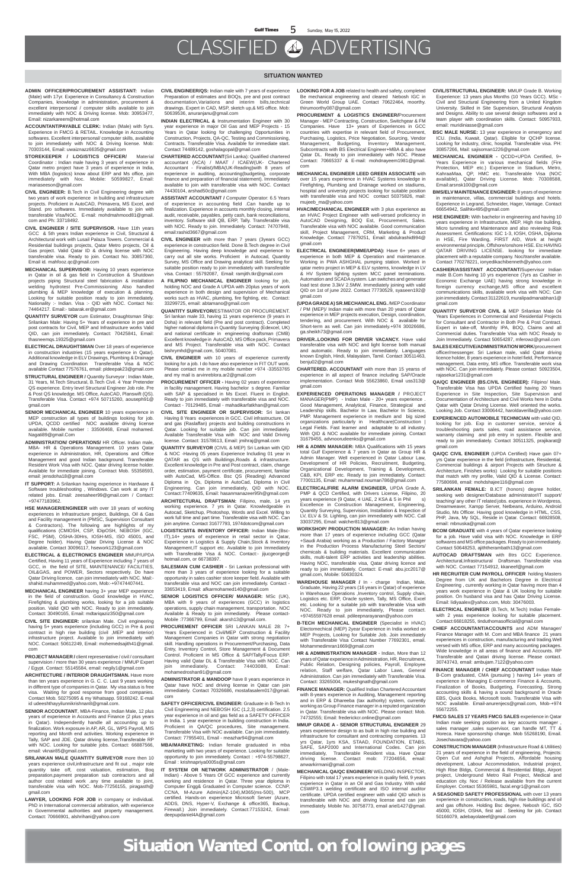# CLASSIFIED ADVERTISING

## SITUATION WANTED

**ADMIN OFFICER/PROCUREMENT ASSISTANT:** Indian (Male) with 17yr. Experience in Consultancy & Construction Companies, knowledge in administration, procurement & excellent interpersonal / computer skills available to join immediately with NOC & Driving license. Mob: 30953477, Email: nizarkareem@hotmail.com

**ACCOUNTANT/PAYABLE CLERK:** Indian (Male) with 5yrs. Experience in FMCG & RETAIL. Knowledge in Accounting softwares. Excellent interpersonal/ computer skills, available to join immediately with NOC & Driving license. Mob: 70303144, Email: uwaiznazz6635@gmail.com

**STOREKEEPER / LOGISTICS OFFICER/** Material Coordinator : Indian male having 3 years of experience in Qatar metro project have 3 years of experience in India, With MBA (logistics) know about ERP and Ms office, join immediately with Noc. Mobile: 50599827, Email: mariaseeson@gmail.com

**CIVIL ENGINEER:** B.Tech in Civil Engineering degree with two years of work experience in building and infrastructure projects. Proficient in AutoCAD, Primavera, MS Excel, and Stand. pro softwares. Immediately available to join with transferable Visa/NOC. E-mail: mohdmahmood81@gmail.com and Ph: 33718492.

**CIVIL ENGINEER / SITE SUPERVISOR.** Have 11th years GCC & 5th years Indian experience in Civil, Structural & Architectural work with Lusail Palaza Towers. Commercial & Residential buildings projects, Qatar Metro projects, Oil & Gas project. Valid Qatar ID & driving license with NOC transferable visa. Ready to join. Contact No. 30857360, Email id. mahfooz.qc@gmail.com

**MECHANICAL SUPERVISOR:** Having 10 years experience in Qatar in oil & gas field in Construction & Shutdown projects piping Structural steel fabrication & installation welding hydrotest Pre-Commissioning Also handled plumbing & MEP knowledge of execution & planning. Looking for suitable position ready to join immediately. Nationality :- Indian. Visa :- QID with NOC. Contact No: 74464217. Email:- tabarak.er@gmail.com

**QUANTITY SURVEYOR** cum Estimator, Draughtsman Ship: Srilankan Male: Having 5+ Years of experience in pre and post contracts for Civil, MEP and Infrastructure works Valid QID, can join immediately. Contact: 70425841, Email: thasneemqs.19325@gmail.com

**ELECTRICAL DRAUGHTSMAN** Over 18 years of experience in construction industries (15 years experience in Qatar). Additional knowledge in ELV Drawings, Plumbing & Drainage and Drawing Coordination Transferable Visa & NOC available Contact 77576761, email: pldeepak23@gmail.com

**STRUCTURAL ENGINEER /** Quantity Surveyor : Indian Male, 31 Years, M.Tech Structural, B.Tech Civil. 4 Year Pretender QS experience. Entry level Structural Engineer Job role. Pre & Post QS knowledge. MS Office, AutoCAD, Planswift (QS). Transferable Visa. Contact +974 50715260, aouseph91@gmail.com

**SENIOR MECHANICAL ENGINEER** 10 years experience in MEP construction all types of buildings looking for job. UPDA, QCDD certified NOC available driving license available. Mobile number : 33506468, Email mohamed. Nagati89@gmail.com

**ADMINISTRATION/ OPERATIONS/** HR Officer. Indian male, MBA- HR & Operations Management. 10 years Qatar experience in Administration, HR, Operations and Office Management and good Indian background. Transferable Resident Work Visa with NOC. Qatar driving license holder. Available for immediate joining. Contract Mob. 55358593, email: jensdoha18@gmail.com

**IT SUPPORT:** A Srilankan having experience in Hardware & Software troubleshooting , Windows. Can work at any IT related jobs. Email: zeesaheer99@gmail.com / Contact: +97477183962.

**HSE MANAGER/ENGINEER** with over 18 years of working experiences in Infrastructure project, Buildings, Oil & Gas and Facility management in (PMSC, Supervision Consultant & Contractors). The following are highlights of my qualifications (CMIOSH, CSP, IDipOSH, NEBOSH (IGC, FSC, PSM), OSHA-30Hrs, IOSH-MS, ISO 45001, and Degree holder). Having Qatar Driving License & NOC available. Contact 30096117, hsework123@gmail.com

**ELECTRICAL & ELECTRONICS ENGINEER** MMUP/UPDA Certified, Having 11 years of Experience including 7 years of GCC, in the field of SITE, MAINTENANCE/ FACILITIES, OIL&GAS, and POWER, Sectors respectively. Do have Qatar Driving licence, can join immediately with NOC. Mail:- shahid.muhammed@yahoo.com, Mob:-+97474407441.

**MECHANICAL ENGINEER** having 3+ year MEP experience in the field of construction. Good knowledge in HVAC, Firefighting & plumbing works, looking for a job suitable position. Valid QID with NOC. Ready to join immediately. Contact: 30490165, Email: mdtariqaziz350@gmail.com

**CIVIL SITE ENGINEER:** srilankan Male. Civil engineering having 5+ years experience (including GCC) in Pre & post contract in high rise building (civil ,MEP and interior) infrastructure project. Available to join immediately with NOC. Contact: 50612249, Email: mohemedsajith41@gmail.com

**PROJECT MANAGER /** client representative / civil / consultant supervision / more than 30 years experience / MMUP Expert / Egypt. Contact: 55145584, email: negily1@gmail.com

**ARCHITECTURE / INTERIOR DRAUGHTSMAN.** Have more than ten years experience in G. C. C. Last 9 years working in different type of companies in Qatar. My visa status is free visa. Waiting for good response from good companies. Contact Mob. 50275095 & my Whatsapp. 59168242. E-mail id ukeeshthayyillunnikrishnan8@gmail.com

**SENIOR ACCOUNTANT**, MBA-Finance, Indian Male, 12 plus years of experience in Accounts and Finance (2 plus years in Qatar). Independently handle all accounting up to finalization. Work exposure in AP, AR, GL, WPS Payroll, MIS reporting and Month end activities. Working experience in Tally, SAP and JDE. Qatar driving license,Transferable RP with NOC. Looking for suitable jobs. Contact: 66887566, email: vknair85@gmail.com.

**SRILANKAN MALE QUANTITY SURVEYOR** more then 10 years experience civil,infrastructure and fit out , major role quantity take off, cost valuation, estimation, Boq preparation,payment preparation sub contractors and all author cost related work .any time available to joint, transferable visa with NOC. Mob-77256155, piragasth@gmail.com

**LAWYER, LOOKING FOR JOB** in company or individual. PhD in International commercial arbitration, with experience in Governmental authorities and property management. Contact: 70666901, alshrihani@yahoo.com

**CIVIL ENGINEER/QS:** Indian male with 7 years of experience Preparation of estimates and BOQs, pre and post contract documentation,Variations and interim bills,technical drawings. Expert in CAD, MSP, sketch up,& MS office. Mob: 50639536, anuranjanu@gmail.com

**INDIAN ELECTRICAL &** Instrumentation Engineer with 30 year experience in major Oil Gas and MEP Projects - 15 Years in Qatar looking for challenging Opportunities in Construction, Projects, QA-QC, Testing and Commissioning, Contracts. Transferable Visa. Available for immediate start. Contact 74489142, goshalagopal@gmail.com

**CHARTERED ACCOUNTANT**(Sri Lanka): Qualified chartered accountant (ACA) / MAAT / ICAEW(UK- Chartered Accountant - Finalist)/MBA(UK-Reading)with 8 years of experience in auditing, accounting(budgeting, corporate finance and preparation of financial statement). Immediately available to join with transferable visa with NOC. Contact 74430104, arshad50c@gmail.com

**ASSISTANT ACCOUNTANT /** Computer Operator: 6.5 Years of experience in accounting field .Can handle up to finalization. Experience in accounts monthly closing, internal audit, receivable, payables, petty cash, bank reconciliations, inventory. Software skill QB, ERP, Tally. Transferable visa with NOC. Ready to join. Immediately. Contact: 74707948, email:rashid3667@gmail.com

**CIVIL ENGINEER** with more than 7 years (3years GCC) experience in construction field. Done B.Tech degree in Civil Engineering. Having deep knowledge and experience to carry out all site works. Proficient in Autocad, Quantity Survey, MS Office and Drawing analytical skill. Seeking for suitable position ready to join immediately with transferable visa. Contact : 55792087, Email: ramjith.kr@gmail.com

**A FILIPINO MECHANICAL ENGINEER** looking for job, holding NOC and Grade A UPDA with 20plus years of work experience in both design and supervision of Mechanical works such as HVAC, plumbing, fire fighting, etc. Contact: 33299725, email: abtamano@gmail.com

**QUANTITY SURVEYOR/**ESTIMATOR OR PROCUREMENT. Sri lankan male 33, having 11 years experience (9 years in Doha) in relevant field (Pre and post contract), Completed higher national diploma in Quantity Surveying (Edexcel, UK) and national certificate in engineering draftsman (CMB) Excellent knowledge in AutoCAD, MS Office pack, Primavera and MS Project. Transferable visa with NOC. Contact bishrymhd@gmail.com, 50407081.

**CIVIL ENGINEER** with 10 years of experience currently looking for a job. I do have also experience in FIT OUT work. Please contact me in my mobile number +974 -33553765 and my mail is arvinreblora.ar2@gmail.com

**PROCUREMENT OFFICER -** Having 02 years of experience in facility management. Having bachelor s degree. Familiar with SAP & specialised in Ms Excel. Fluent in English. Ready to join immediately with transferable visa and NOC. Contact - 70129485, Email - mahadikarfahkhan@gmail.com

**CIVIL SITE ENGINEER OR SUPERVISOR:** Sri lankan Having 8 Years experiences in GCC. Civil infrastructure, Oil and Gas (Raslaffan) projects and building constructions in Qatar. Looking for suitable job. Can join immediately. Available Transferable Visa with NOC and Valid Driving license. Contact: 31578613, Email: jmihraj@gmail.com

**QUANTITY SURVEYOR** (CIVIL & MEP) Sri Lankan with QID & NOC -Having 05 years Experience Including 01 year in QATAR as QS with Buildings,Roads & infrastructure. Excellent knowledge in Pre and Post contract, claim, change order, estimation, payment certificate, procurement, familiar with AutoCad, MS-Office. Bsc QS (Reading) Advanced Diploma in Qs, Diploma in AutoCad, Diploma in Civil Engineering. Can join immediately. QID with NOC. Contact:77409635, Email: hasanmanazeer95h@gmail.com

**ARCHITECTURAL DRAFTSMAN:** Filipino, male, 14 yrs working experience. 7 yrs in Qatar. Knowledgeable in Autocad, Sketchup, Photoshop, Words and Excel. Willing to work full time and part time. Transferable visa with NOC. Can join anytime. Contact 31677793, 1974dotcom@gmail.com

**LOGISTICS/IT& INVENTORY OFFICER:** Indian Male-(Bsc-IT),14+ years of experience in retail sector in Qatar, Experience in Logistics & Supply Chain,Stock & Inventory Management,IT support etc. Available to join Immediately with Transferable Visa & NOC. Contact:- jijucgeorge@hotmail.com, or 66738397.

**SALESMAN CUM CASHIER -** Sri Lankan professional with more than 3 years of experience looking for a suitable opportunity in sales cashier store keeper field. Available with transferable visa and NOC can join immediately. Contact - 33653419, Email: afkarmohamed140@gmail.com

**SENIOR LOGISTICS OFFICER/ MANAGER:** MSc (UK), MBA with 9 years of experiences (GCC) in logistics operations, supply chain management, transportation. NOC Available & Ready to join immediately. Please contact- Mobile :77366799, Email: akarsh13@gmail.com.

**PROCUREMENT OFFICER** SRI LANKAN MALE 28: 7+ Years Experienced in Civil/MEP Construction & Facility Management Companies in Qatar with strong negotiation skill. Handling operations in Procurement/Purchasing, Data Entry, Inventory Control, Store Management & Document Control. Proficient in MS Office & SAP/Tally/Focus ERP. Having valid Qatar DL & Transferable Visa with NOC. Can join immediately. Contact: 74403088, Email: mohamedmosharr91@gmail.com

**ADMINISTRATOR & MANDOOP** have 8 years experience in Qatar have NOC and driving license in Qatar can join immediately. Contact 70326686, mostafasalem017@gmail.com

**SAFETY OFFICER/CIVIL ENGINEER:** Graduate in B-Tech In Civil Engineering and NEBOSH IGC (1,2,3) certification. 2.5 year experience in oil and gas field as a SAFETY OFFICER in India. 1 year experience in building construction in India. Proficient in QA/QC procedures, Site management. Transferable Visa with NOC. Can join immediately. Contact: 77955401, Email - meazhar94@gmail.com

**MBA/MARKETING:** Indian female graduated in mba marketing with two years of experience. Looking for suitable opportunity to join immediately. Contact : +974-55798627, Email : krishnapriya0005s@gmail.com

**IT SYSTEM OR NETWORK ADMINISTRATOR /** (Male-Indian) - Above 5 Years Of GCC experience and currently working and residence in Qatar. Three year diploma in Computer Engg& Graduated in Computer science. CCNP, CCNA, M-Azure Admin(AZ-104),M365(ms-500), MCP certified. Hands-on experience Microsoft Server (Azure, ADDS, DNS, Hyper-V, Exchange & office365, Backup, Firewall.) Join immediately. Contact:77153242, Email: deepupdaniel4A@gmail.com

**LOOKING FOR A JOB** related to health and safety. completed Be mechanical engineering and cleared Nebosh IGC in Green World Group UAE. Contact 70622464, moorthy. thirumoorthy087@gmail.com

**PROCUREMENT & LOGISTICS ENGINEER/**Procurement Manager - MEP Contracting, Construction, Switchgear & FM Companies. Have 13+ years of Experiences in GCC countries with expertise in relevant field of Procurement, Purchasing, Logistics, Price Negotiation, Sourcing, Vendor Management, Budgeting, Inventory Management, Subcontracts with BS Electrical Engineer+MBA & also have Qatar DL. Ready to join immediately with NOC. Please Contact: 70665337 & E-mail: mohdnayeem1981@gmail.com

**MECHANICAL ENGINEER LEED GREEN ASSOCIATE** with over 15 years experience in HVAC Systems knowledge in Firefighting, Plumbing and Drainage worked on stadiums, hospital and university projects looking for suitable position with transferable visa and NOC contact 50375826, mail: mujeeb_ma@yahoo.com

**HVAC/MECHANICAL ENGINEER** with 3 plus experience as an HVAC Project Engineer with well-versed proficiency in AutoCAD Designing, BOQ Est, Procurement, Sales. Transferable visa with NOC available. Good communication skill, Project Management, CRM, Marketing & Product Knowledge. Contact: 77879251, Email: abdulrashid994@gmail.com

**ELECTRICAL ENGINEER(MMEUPDA):** Have 6+ years of experience in both MEP & Operation and maintenance. Working in PWA ASHGHAL pumping station. Worked in qatar metro project in MEP & ELV systems, knowledge in LV & HV System lighting system MCC panel terminations. Automation and SCADA system. Lan switches and generator load test done 3.3kV 2.5MW. Immediately joining with valid QID on 1st of june 2022. Contact 77730529, syaseen192@gmail.com

**(UPDA GRADE A) SR.MECHANICAL ENG.** /MEP Coordinator / PM (MEP)/ Indian male with more than 20 years of Qatar experience in MEP projects execution, Design, coordination, tendering, and procurement. With NOC & available for Short-term as well. Can join immediately.+974 30026686, ga.sheikh73@gmail.com

**DRIVER..LOOKING FOR DRIVER VACANCY.** Have valid transferable visa with NOC and light license both manual and automatic. Ready to join immediately. Languages known English, Hindi, Malayalam, Tamil. Contact 30511463, benju02@gmail.com

**CHARTERED. ACCOUNTANT** with more than 15 yearss of experience in all aspect of finance including SAP/Oracle implementation. Contact Mob 55623860, Email uss313@gmail.com

**EXPERIENCED OPERATIONS MANAGER /** PROJECT MANAGER(PMP) - Indian Male - 20+ years experience . Good Management, Analytical, Finance, Strategical and Leadership skills. Bachelor In Law, Bachelor In Science, PMP. Management experience in medium and big sized organizations particularly in Healthcare|Construction | Legal Fields. Fast learner and adaptable to all industry. With QID & NOC available for immediate joining. Contact 31679455, advnoorudeenks@gmail.com

**HR & ADMIN MANAGER:** MBA Qualifications with 15 years total Gulf Experience & 7 years in Qatar as Group HR & Admin Manager. Well experienced in Qatar Labour Law, Development of HR Policies, Recruitment, Budgeting, Organizational Development, Training & Development, C&B, KPI, ERP etc. Ready to join immediately. Contact: 77001135, Email: muhammad.nouman786@gmail.com

**ELECTRICAL/FIRE ALARM ENGINEER,** UPDA Grade A, PMP & QCD Certified, with Drivers License, Filipino, 20 years experience (9 Qatar, 4 UAE, 2 KSA & 5 in Phil s) Excellence in Construction Management, Engineering, Quantity Surveying, Supervision, Installation & Inspection of LV, ELV & St. Lighting, can join immediately with NOC. Call 33037295, Email: walcher813@gmail.com

**WORKSHOP/ PRODUCTION MANAGER:** An Indian having more than 17 years of experience including GCC (Qatar +Saudi Arabia) working as a Production / Factory Manager in the Production Process Manufacturing Steel Sectors/ chemicals & building materials. Excellent communication skills, multi-talent ERP activities and leadership abilities. Having NOC, transferable visa, Qatar driving licence and ready to join immediately. Contact: E-mail: abu.jcc2017@gmail.com, Mobile: 50630324.

**WAREHOUSE MANAGER /** In - charge : Indian, Male, Graduate, Having 22 years (16 years in Qatar) of experience in Warehouse Operations ,Inventory control, Supply chain, Logistics etc. ERP, Oracle system, Tally, MS Office, Excel etc. Looking for a suitable job with transferable Visa with NOC. Ready to join immediately, Please contact. +97455597628 email. pdileepnarayanan@yahoo.com

**B-TECH MECHANICAL ENGINEER** (Specialist in HVAC) Electromechical (MEP) 2year Experience in India worked on MEP Projects, Looking for Suitable Job. Join immediately with Transferable Visa Contact Number 77692301, email. Mohammedilman1669@gmail.com

**HR & ADMINISTRATION MANAGER** - Indian, More than 12 years of Qatar experience in Administration, HR, Recruitment, Public Relation, Designing policies, Payroll, Employee relation, Staff welfare, Qatar Labour Law, General Administration. Can join immediately with Transferable Visa. Contact: 33265004, mukeshgnath@gmail.com

**FINANCE MANAGER:** Qualified Indian Chartered Accountant with 8-years experience in Auditing, Management reporting and in ERP & Dhareeba (tax authority) system, currently working as Group Finance manager in a reputed organization in Qatar. Transferable visa with NOC. Please contact: Mob. 74732555; Email: fredericker.online@gmail.com

**MMUP GRADE A - SENIOR STRUCTURAL ENGINEER** 29 years experience design to as built in high rise building and infrastructure for consultant and contracting companies. 13 yrs Qatar, 1yrs KSA, STAAD, FOUNDATION, ETABS, SAFE, SAP2000 and International Codes. Can join immediately, Transferable Resident visa. Have Qatar driving license. Contact mob: 77204656, email: anwarkirmani@gmail.com

**MECHANICAL QA/QC ENGINEER/** WELDING INSPECTOR, Filipino with total 17 years experience in quality field, 9 years experience in Qatar in an Oil and Gas Industry. With valid CSWIP3.1 welding certificate and ISO internal auditor certificate. UPDA certified engineer with valid QID which is transferable with NOC and driving license and can join immediately. Mobile No. 30758773, email ariel1427@gmail.com

**CIVIL/STRUCTURAL ENGINEER:** MMUP Grade B. Working Experience: 13 years plus Months (10 Years GCC). MSc - Civil and Structural Engineering from a United Kingdom University. Skilled in Site Supervision, Structural Analysis and Designs. Ability to use several design softwares and a team player with coordination skills. Contact: 50957933, email: murldiniasse@gmail.com

**BSC MALE NURSE:** 13 year experience in emergency and ICU. (India, Kuwait, Qatar). Eligible for QCHP license. Looking for industry, clinic, hospital. Transferable visa. PH: 30857266, Mail: sajisoman1226@gmail.com

**MECHANICAL ENGINEER -** QCDD+UPDA Certified, 9+ Years Experience in various mechanical fields (Fire Protection, MEP etc.) Experience in Stadium, Metro, KahraaMaa, QP, HMC etc. Transferable Visa (NOC available), Qatar Driving License. Mob: 70308588, Email:arsnsk100@gmail.com

**BMS/ELV MAINTENANCE ENGINEER:** 8 years of experience in maintenance, villas, commercial buildings and hotels. Experience in Legrand, Schneider, Hager, Vantage. Contact 66654942, Salihkv495@gmail.com

**HSE ENGINEER:** With bachelor in engineering and having 10 years experience in Infrastructure, MEP, High rise building, Micro tunneling and Maintenance and also reviewing Risk Assessment. Certifications: IGC 1-3, IOSH, OSHA, Diploma in HSE, Fire Warding, FIRST AID, Work at height environmental principle, Offshore/onshore HSE. Etc HAVING QATAR DRIVING LICENSE. looking for immediate placement with a reputable company. Noc/transfer available. Contact 770278221, ionyedikachibenneth@yahoo.com

**CASHIER/ASSISTANT ACCOUNTANT/**Supervisor Indian male B.Com having 10 yrs experience (7yrs as Cashier in Economic Exchange UAE) having strong knowledge in foreign currency exchange,MS office and excellent communications skills, available work visa with NOC; Can join immediately. Contact 31122619, muralipadmanabhan1@gmail.com

**QUANTITY SURVEYOR CIVIL &** MEP Srilankan Male 04 Years Experiences in Commercial and Residential Projects for Consultant and Contractor in Both Pre & Post Contract. Expert in take-off, Monthly IPA, BOQ, Claims and all Commercial duties. Transferable Visa with NOC Ready to Join Immediately. Contact 50654287, mfeorwz@gmail.com

**SALES EXECUTIVE/ADMINISTRATION WORK/**procurement officer/messenger: Sri Lankan male, valid Qatar driving licence holder, 8 years experience in hotel field, Performance management, Data entry, MS office. Transferable work visa with NOC. Can join immediately. Please contact 50923504, rajasekar1231@gmail.com

**QA/QC ENGINEER (BS.CIVIL ENGINEER):** Filipino/ Male. Transferable Visa has UPDA Certified having 20 Years Experience in Site Inspection, Site Supervision and Documentation of Architecture and Civil Works here in Doha Qatar with Qatar Driving License. Well oriented the works. Looking Job. Contact 33006442, haroldaverilla@yahoo.com

**EXPERIENCED AUTOMOBILE TECHNICIAN** with valid QID, looking for job. Exp in customer service, service & troubleshooting parts sales, road assistance service, warranty claiming and job entry in system. Flexible and ready to join immediately. Contact 30511325, prajikarat@gmail.com

**QA/QC CIVIL ENGINEER** (UPDA Certified) Have gain 07+ yrs Qatar experience in the field (infrastructure, Residential, Commercial buildings & airport Projects with Structure & Architecture, Finishes works) Looking for suitable positions that match with my profile, Valid QID & License. Contact: 77580698, email: mohdshajee116@gmail.com

**SRILANKAN FEMALE:** B.ICT (honors) degree holder, seeking web designer/Database administrator/IT support/ teaching/ any other IT related jobs. experience in Wordpress, Dreamweaver, Xampp Server, Netbeans, Arduino, Android Studio, Ms Office. Having good knowledge in HTML, CSS, PHP, Java, My SQL, Reside in Qatar. Contact: 66928508, email: mbnuska@gmail.com

**BCOM GRADUATE** with 4 years of Qatar experience looking for a job. Have valid visa with NOC. Knowledge in ERP softwares and MS office packages. Ready to join immediately. Contact 50648253, ajiththerambath13@gmail.com

**AUTOCAD DRAFTSMAN** with 8rs GCC Experience. Architectural,Infrastructural Draftsman. Transferable visa with NOC. Contact 77154912, kkaneef@gmail.com

**HR RECRUITER CUM PAYROLL OFFICER** holding Masters Degree from UK and Bachelors Degree in Electrical Engineering , currently working in Qatar having more than 4 years work experience in Qatar & UK looking for suitable position. On husband visa and has Qatar Driving License. Email: lidiyaalex@yahoo.com, Mob: 30476003.

**ELECTRICAL ENGINEER** (B.Tech, M.Tech) Indian Female- with 2 yeas experience looking for suitable placement. Contact:66818255, tinduthomasofficial@gmail.com

**CHIEF ACCOUNTANT/ACCOUNTS** and ADM Manager/ Finance Manager with M. Com and MBA finance 21 years experiences in construction, manufacturing and trading.Well versed with MS office, ERP and many accounting packages. Wide knowledge in all areas of finance and Accounts. RP Transferable and Qatari driving license. Please contact. 30743743, email: ambujam.7122@yahoo.com

**FINANCE MANAGER / CHIEF ACCOUNTANT** Indian Male B-Com graduated, CMA (pursuing ) having 14+ years of experience in Managing E-commerce Finance & Accounts, Finalization of Books, Budgeting, Forecasting, Strong accounting skills & having a sound background in Oracle EBS, Quick Books, Microsoft tools. Transferable Visa with NOC available. Email-anurenjecs@gmail.com, Mob-+974 55672255.

**FMCG SALES 17 YEARS FMCG SALES** experience in Qatar Indian male seeking position as key accounts manager , sales manager ,sales supervisor, can handle MT, TT & Horeca. Have sponsorship change. Mob 55268190, Email. Josechavara@yahoo.com

**CONSTRUCTION MANAGER** (Infrastructure Road & Utilities) 21 years of experience in the field of engineering, Projects: Open Cut and Ashghal Projects, Affordable housing development, Labour Accommodation, Industrial project, High Rise Bldgs, Commercial & Residential Bldgs, Airport project, Underground Metro Rail Project, Medical and education city. Noc / Release available from the current Employer. Contact 55365981, fazal.engr1@gmail.com

**A SEASONED SAFETY PROFESSIONAL** with over 13 years experience in construction, roads, high rise buildings and oil and gas offshore. Holding Bsc degree, Nebosh IGC, ISO 45000, IOSH, OSHA, first aid . Seeking for job. Contact 50166079, adebayolateef@gmail.com

**Situation Wanted Contd. on following pages**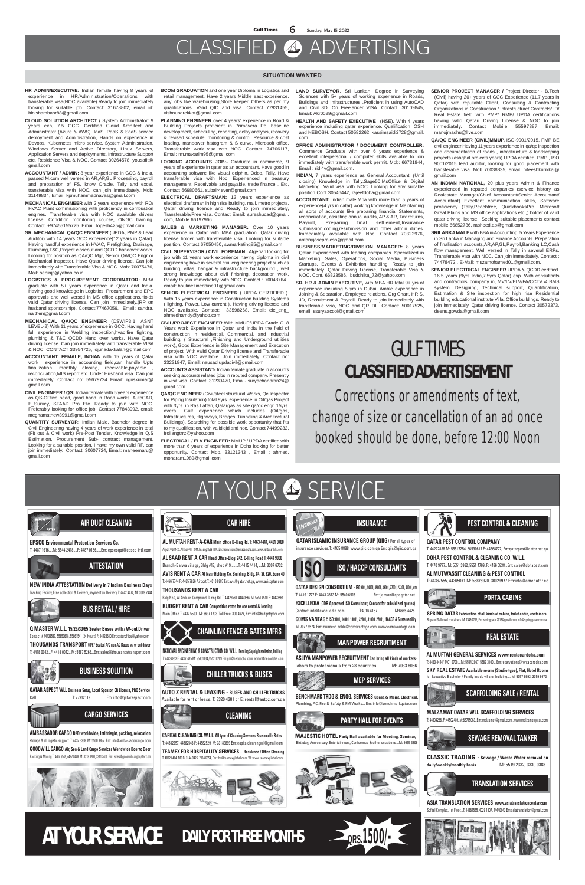# CLASSIFIED ADVERTISING

## SITUATION WANTED

**HR ADMIN/EXECUTIVE:** Indian female having 8 years of experience in HR/Administration/Operations with transferable visa(NOC available).Ready to join immediately looking for suitable job. Contact: 31678802, email id: binishambahr88@gmail.com

**CLOUD SOLUTION ARCHITECT /** System Administrator: 9 years exp, 7.5 GCC. Certified Cloud Architect and Administrator (Azure & AWS). IaaS, PaaS & SaaS service deployment and Administration, Hands on experience in Devops, Kubernetes micro service. System Administration, Windows Server and Active Directory, Linux Servers, Application Servers and deployments, Infrastructure Support etc. Residence Visa & NOC. Contact 30264578, yousafit@gmail.com

**ACCOUNTANT / ADMIN:** 8 year experience in GCC & India, passed M.com well versed in AR,AP,GL Processing, payroll and preparation of FS, know Oracle, Tally and excel, transferable visa with NOC, can join immediately. Mob: 31149834, Email: kpmuhammadnavas@gmail.com

**MECHANICAL ENGINEER** with 2 years experience with RO/ HVAC Plant commissioning with proficiency in combustion engines. Transferable visa with NOC available drivers license. Condition monitoring course, ONGC training. Contact: +97455155725. Email: logesh425@gmail.com

**SR. MECHANICAL QA/QC ENGINEER** (UPDA, PMP & Lead Auditor) with 14 years GCC experience(12 years in Qatar). Having handful experience in HVAC, Firefighting, Drainage, Plumbing,T&C,Project closeout and QCDD handover works. Looking for position as QA/QC Mgr, Senior QA/QC Engr or Mechanical Inspector. Have Qatar driving license. Can join Immediately with Transferable Visa & NOC. Mob: 70075476, Mail: sebinjp@yahoo.co.in

**LOGISTICS & PROCUREMENT COORDINATOR:** MBA graduate with 5+ years experience in Qatar and India. Having good knowledge in Logistics, Procurement and EPC approvals and well versed in MS office applications.Holds valid Qatar driving license. Can join immediately.(RP on husband sponsorship). Contact:77467056, Email: sandra. naithen@gmail.com

**MECHANICAL QA/QC ENGINEER** (CSWIP3.1, ASNT LEVEL-2) With 11 years of experience in GCC. Having hand full experience in Welding inspection,hvac,fire fighting, plumbing & T&C QCDD Hand over works. Have Qatar driving license. Can join immediately with transferable VISA & NOC. CONTACT 33954725, jojunadakkalan@gmail.com

**ACCOUNTANT: FEMALE, INDIAN** with 15 years of Qatar work experience in accounting field,can handle Upto finalization, monthly closing, receivable,payable , reconciliation,MIS report etc. Under Husband visa. Can join immediately. Contact no: 55679724 Email: rgnskumar@gmail.com

**CIVIL ENGINEER / QS:** Indian female with 5 years experience as QS-OFfice head, good hand in Road works, AutoCAD, E_Survey, STAAD Pro Etc. Ready to join with NOC. Preferably looking for office job. Contact 77843992, email: meghamathew3991@gmail.com

**QUANTITY SURVEYOR:** Indian Male, Bachelor degree in Civil Engineering having 4 years of work experience in total (Fit out & Civil work) Pre-Post Tender, Knowledge in Q.S Estimation, Procurement Sub- contract management, Looking for a suitable position, I have my own valid RP, can join immediately. Contact: 30607724, Email: maheemaru@gmail.com

**BCOM GRADUATION** and one year Diploma in Logistics and retail management. Have 2 years Middle east experience. any jobs like warehousing,Store keeper, Others as per my qualifications. Valid QID and visa. Contact 77931455, vishnuparekkat@gmail.com

**PLANNING ENGINEER** over 4 years' experience in Road & Building Projects proficient in Primavera P6, baseline development, scheduling, reporting, delay analysis, recovery & revised schedule, monitoring & control, Resource & cost loading, manpower histogram & S curve, Microsoft office. Transferable work visa with NOC. Contact: 74706117, Email: rn.makarim95@gmail.com

**LOOKING ACCOUNTS JOB:-** Graduate in commerce, 9 years of experience in qatar as an accountant. Have good in accounting software like visual dolphin, Odoo, Tally. Have transferable visa with Noc. Experienced in treasury management, Receivable and payable, trade finance... Etc, Contact 66980661, subair4ever@gmail.com

**ELECTRICAL DRAFTSMAN:** 13 years experience as electrical draftsman in high rise building, mall, metro projects. Qatar driving licence and Ready to join immediately, Transferable/Free visa. Contact Email: sureshucad@gmail.com, Mobile 66197966.

**SALES & MARKETING MANAGER:** Over 10 years experience in Qatar with MBA graduation, Qatar driving license holder with transferable visa. Looking for suitable position. Contact 67050450, swmarketing85@gmail.com

**CIVIL SUPERVISOR / CIVIL FOREMAN :** Algerian looking for job with 11 years work experience having diploma in civil engineering have in several civil engineering project such as building, villas, hangar & infrastructure background , well strong knowledge about civil finishing, decoration work, Ready to join immediately with NOC. Contact : 70048764 . email: boutinezineddine01@gmail.com

**SENIOR ELECTRICAL ENGINEER** ( UPDA CERTIFIED ). With 15 years experience in Construction building Systems ( lighting, Power, Low current ), Having driving license and NOC available. Contact: 33598268, Email: ele_eng_ahmedhamdy@yahoo.com

**CIVIL/PROJECT ENGINEER** With MMUP/UPDA Grade C. 8 Years work Experience in Qatar and India in the field of construction in residential, Commercial, and Industrial building, ( Structural ,Finishing and Underground utilities work), Good Experience in Site Management and Execution of project. With valid Qatar Driving license and Transferable visa with NOC available. Join immediately. Contact no: 33231847, Email: nausad.updacivil@gmail.com

**ACCOUNTS ASSISTANT-** Indian female graduate in accounts seeking accounts related jobs in reputed company. Presently in visit visa. Contact: 31239470, Email- suryachandran24@gmail.com

**QA/QC ENGINEER** (Civil/steel structural Works, Qc Inspector for Piping Insulation) total 9yrs. experience in Oil/gas Project with 3yrs. in Ras Laffan, Qatargas as site qa/qc engr. 15yrs. overall Gulf experience which includes (Oil/gas, Infrastructures, Highways, Bridges, Tunneling & Architectural Buildings). Searching for possible work opportunity that fits to my qualification, with valid qid and noc. Contact 74499232, froilangtrrz@yahoo.com

**ELECTRICAL / ELV ENGINEER:** MMUP / UPDA certified with more than 6 years of experience in Doha looking for better opportunity. Contact Mob. 33121343 , Email : ahmed.moharam1989@gmail.com

**LAND SURVEYOR.** Sri Lankan, Degree in Surveying Sciences with 5+ years of working experience in Roads, Buildings and Infrastructures .Proficient in using AutoCAD and Civil 3D. On Freelancer VISA. Contact: 30109845, Email: Akr0029@gmail.com

**HEALTH AND SAFETY EXECUTIVE** (HSE). With 4 years experience including qatar experience. Qualification IOSH and NEBOSH. Contact 50582262, kassimsaidi2728@gmail.com

**OFFICE ADMINISTRATOR / DOCUMENT CONTROLLER:** Commerce Graduate with over 6 years experience & excellent interpersonal / computer skills available to join immediately with transferable work permit. Mob: 66731844, Email : ridi4y@gmail.com.

**INDIAN,** 7 years experience as General Accountant. (Until closing) Knowledge in Tally,Sage50,MsOffice & Digital Marketing. Valid visa with NOC. Looking for any suitable position Cont 30546442, rajeefdoha@gmail.com

**ACCOUNTANT:** Indian male,Mba with more than 5 years of experience(4 yrs in qatar).working knowledge in Maintaining all sorts of accounts like preparing financial Statements, reconciliation, assisting annual audits, AP & AR, Tax returns, Payroll, Preparing final settlement,Insurance submission,coding,resubmission and other admin duties. Immediately available with Noc. Contact 70322976, antonyjoseprajesh@gmail.com

**BUSINESS/MARKETING/DIVISION MANAGER:** 8 years Qatar Experienced with leading companies. Specialized in Marketing, Sales, Operations, Social Media, Business Startups, Events & Exhibition handling. Ready to join immediately. Transferable Visa & NOC. Cont. 66823586, buddhika_72@yahoo.com

**SR. HR & ADMIN EXECUTIVE,** with MBA HR total 9+ yrs of experience including 5 yrs in Dubai. Amble experience in Joining & Separation, Employee relations, Org Chart, HRIS, JD, Recruitment & Payroll. Ready to join immediately with transferable visa, NOC and QR DL. Contact: 50017525, email: ssuryaacool@gmail.com

**SENIOR PROJECT MANAGER /** Project Director - B.Tech (Civil) having 20+ years of GCC Experience (11.7 years in Qatar) with reputable Client, Consulting & Contracting Organizations in Construction / Infrastructure/ Contracts/ ID/ Real Estate field with PMP/ RMP/ UPDA certifications having valid Qatari Driving License & NOC to join immediately. Contact Mobile: 55597387, Email: manojmadhu@live.com

**QA/QC ENGINEER (CIVIL)MMUP,** ISO-9001/2015, PMP BE civil engineer Having 11 years experience in qa/qc inspection and documentation of roads , infrastructure & landscaping projects (ashghal projects years) UPDA certified, PMP , ISO 9001/2015 lead auditor, looking for good placement with transferable visa. Mob 70038835, email. nifeeshkurikkal@gmail.com

**AN INDIAN NATIONAL,** 20 plus years Admin & Finance experienced in reputed companies (service history as Realestate Manager/Chief Accountant/Senior Accountant/ Accountant) Excellent communication skills, Software proficiency (Tally,Peachtree, QuickbooksPro, Microsoft Great Plains and MS office applications etc.,) holder of valid qatar driving license.. Seeking suitable placements contact mobile 66852736, rasheed.ap@gmail.com

**SRILANKA MALE** with BBA in Accounting. 5 Years Experience in Sri Lanka in Managing and Finance Accounts. Preparation of finalization accounts,AR,AP,GL,Payroll,Banking LC,Cash flow management. Well versed in Tally in several ERPs. Transferable visa with NOC. Can join immediately. Contact : 74476472 , E-Mail: muzamohamed01@gmail.com.

**SENIOR ELECTRICAL ENGINEER** UPDA & QCDD certified. 16.5 years (9yrs India,7.5yrs Qatar) exp. With consultants and contractors' company in, MV/LV/ELV/FA/CCTV & BMS system. Designing, Technical support, Quantification, Estimation & Site inspection for high rise Residential building educational institute Villa, Office buildings. Ready to join immediately, Qatar driving license. Contact 30572373, deenu.gowda@gmail.com

## GULF TIMES CLASSIFIED ADVERTISEMENT

Corrections or amendments of text, change of size or cancellation of an ad once booked should be done, before 12:00 Noon

# AT YOUR SERVICE

### AIR DUCT CLEANING

**EPSCO Environmental Protection Services Co.**
T: 4487 1616....M: 5544 2418....F: 4487 0166.....Em: epscoqat@epsco-intl.com

### ATTESTATION

**NEW INDIA ATTESTATION Delivery in 7 Indian Business Days**
Tracking Facility, Free collection & Delivery, payment on Delivery T: 4442 4474, M: 3009 2444

### BUS RENTAL / HIRE

**Q MASTER W.L.L. 15/26/30/65 Seater Buses with / W-out Driver**
Contact: # 44422567, 55853618, 55861541 (24 Hours) F: 44429610 Em: qmasteroffice@yahoo.com

**THOUSANDS TRANSPORT 60/67 Seated A/C non AC Buses w/ w-out driver**
T: 4418 0042...F: 4418 0042...M: 5587 5266...Em: sales@thousandstransport.com

### BUSINESS SOLUTION

**QATAR ASPECT WLL Business Setup, Local Sponsor, CR License, PRO Service**
Call.............................. T: 77912119 ............Em: info@qataraspect.com

### CARGO SERVICES

**AMBASSADOR CARGO D2D worldwide, Intl frieght, packing, relocation**
storage & all logistic support..T: 4437 3338..M: 5500 8857..Em: info@ambassadorcargo.com

**GOODWILL CARGO Air, Sea & Land Cargo Services Worldwide Door to Door**
Packing & Moving T: 4462 6549, 4467 8446, M: 3318 8200, 3311 3400..Em: sales@goodwillcargoqatar.com

### CAR HIRE

**AL MUFTAH RENT-A-CAR Main office D-Ring Rd. T: 4463 4444, 4401 0700**
Airport 4463 4433, Al Khor 4411 3344, Leasing 5589 1324.. Em: reservations@rentacardoha.com ..www.rentacardoha.com

**AL SAAD RENT A CAR Head Office-Bldg: 242, C-Ring Road T: 4444 9300**
Branch-Barwa village, Bldg #17, shop #19.......T: 4415 4414, ...M: 3307 6732

**AVIS RENT A CAR Al Nasr Holding Co. Building, Bldg. 84, St. 820, Zone 40**
T: 4466 7744 F: 4465 7626 Airport T: 4010 8887 Em:avis@qatar.net.qa, www.avisqatar.com

**THOUSANDS RENT A CAR**
Bldg No 3, Al Andalus Compound, D-ring Rd..T: 44423560, 44423562 M: 5551 4510 F: 44423561

**BUDGET RENT A CAR Competitive rates for car rental & leasing**
Main Office T: 4432 5500...M: 6697 1703.. Toll Free: 800 4627, Em: info@budgetqatar.com

### CHAINLINK FENCE & GATES MFRS

**NATIONAL ENGINEERING & CONSTRUCTION CO. W.L.L. Fencing Supply Installation, Drilling**
T: 44434953 F: 44361475 M: 55801134 / 55218289 Em:gm@necodoha.com, admin@necodoha.com

### CHILLER TRUCKS & BUSES

**AUTO Z RENTAL & LEASING - BUSES AND CHILLER TRUCKS**
Available for rent or lease. T: 3320 4301 or E: rental@autoz.com.qa

### CLEANING

**CAPITAL CLEANING CO. W.L.L. All type of Cleaning Services-Reasonable Rates**
T: 44582257, 44582546 F: 44582529 M: 33189899 Em: capitalcleaningwll@gmail.com

**TEAMEX FOR HOSPITALITY SERVICES - Residence / Office Cleaning**
T: 4022 6404, MOB: 3144 0428, 7004 8594, Em: thr@teamexglobal.com, W: teamexglobal.com

### INSURANCE

**QATAR ISLAMIC INSURANCE GROUP (QIIG)** For all types of insurance services.T: 4465 8888. www.qiic.com.qa Em: qiic@qiic.com.qa

### ISO / HACCP CONSULTANTS

**QATAR DESIGN CONSORTIUM - ISO 9001, 14001, 45001, 39001, 27001, 22301, 41001, etc.**
T: 4419 1777 F: 4443 3873 M: 5540 6516 ..............Em: jenson@qdcqatar.net

**EXCELLEDIA (QDB Approved ISO Consultant; Contact for subsidized quotes)**
Contact: info@excelledia.com ...........T:4016 4157.............. M:6685 4425

**COMS VANTAGE ISO 9001, 14001, 18001, 22301, 31000, 27001, HACCP & Sustainability**
M: 7077 9574, Em: muneesh.pabbi@comsvantage.com..www.comsvantage.com

### MANPOWER RECRUITMENT

**ASLIYA MANPOWER RECRUITMENT Can bring all kinds of workers -**
labors to professionals from 28 countries............ M: 7033 8066

### MEP SERVICES

**BENCHMARK TRDG & ENGG. SERVICES Const. & Maint. Electrical,**
Plumbing, AC, Fire & Safety & FM Works... Em: info@benchmarkqatar.com

### PARTY HALL FOR EVENTS

**MAJESTIC HOTEL Party Hall available for Meeting, Seminar,**
Birthday, Anniversary, Entertainment, Conference & other occasions... M: 6695 3309

### PEST CONTROL & CLEANING

**QATAR PEST CONTROL COMPANY**
T: 44222888 M: 55517254, 66590617 F: 44368727, Em:qatarpest@qatar.net.qa

**DOHA PEST CONTROL & CLEANING CO. W.L.L.**
T: 4470 9777... M: 5551 3862, 5551 4709..F: 4436 0838...Em: sales@dohapest.com

**AL MUTWASSIT CLEANING & PEST CONTROL**
T: 44367555, 44365071 M: 55875920, 30029977 Em:info@amcqatar.co

### PORTA CABINS

**SPRING QATAR Fabrication of all kinds of cabins, toilet cabin, containers**
Buy and Sell used containers. M: 7449 2702, Em: springqatar2018@gmail.com, info@springqatar.com.qa

### REAL ESTATE

**AL MUFTAH GENERAL SERVICES www.rentacardoha.com**
T: 4463 4444/ 4401 0700....M: 5554 2067, 5582 3180...Em:reservations@rentacardoha.com

**SKY REAL ESTATE Available rooms (Studio type), Flat, Hotel Rooms**
for Executive Bachelor / Family inside villa or building.....M: 5057 6993, 3359 8672

### SCAFFOLDING SALE / RENTAL

**MALZAMAT QATAR WLL SCAFFOLDING SERVICES**
T: 44504266..F: 44502489..M:66719063..Em: malzamat@gmail.com,..www.malzamatqatar.com

### SEWAGE REMOVAL TANKER

**CLASSIC TRADING - Sewage / Waste Water removal on daily/weekly/monthly basis.** .................. M: 5519 2332, 3330 0388

### TRANSLATION SERVICES

**ASIA TRANSLATION SERVICES www.asiatranslationcenter.com**
Sofitel Complex, 1st Floor...T: 4436 4555, 4029 1307, 4448 6940 Em:asiatranslation@gmail.com

**AT YOUR SERVICE DAILY FOR THREE MONTHS QRS.1500/-**